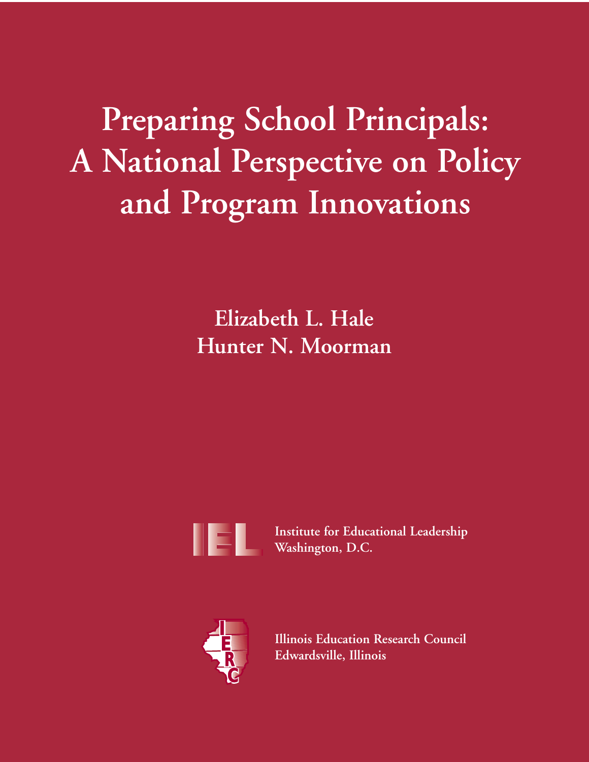# Preparing School Principals: A National Perspective on Policy and Program Innovations

**Elizabeth L. Hale**
**Hunter N. Moorman**

**Institute for Educational Leadership**
**Washington, D.C.**

**Illinois Education Research Council**
**Edwardsville, Illinois**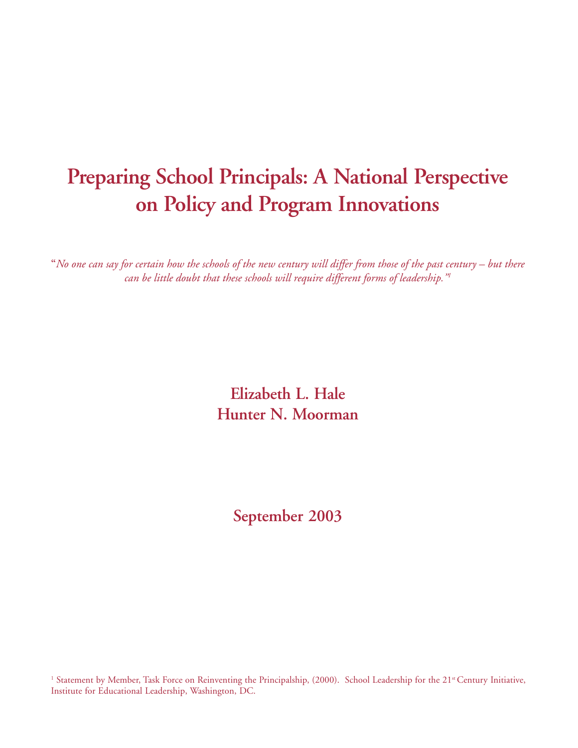# Preparing School Principals: A National Perspective on Policy and Program Innovations

"*No one can say for certain how the schools of the new century will differ from those of the past century – but there can be little doubt that these schools will require different forms of leadership.*"[1]

**Elizabeth L. Hale**
**Hunter N. Moorman**

**September 2003**

[1] Statement by Member, Task Force on Reinventing the Principalship, (2000). School Leadership for the 21st Century Initiative, Institute for Educational Leadership, Washington, DC.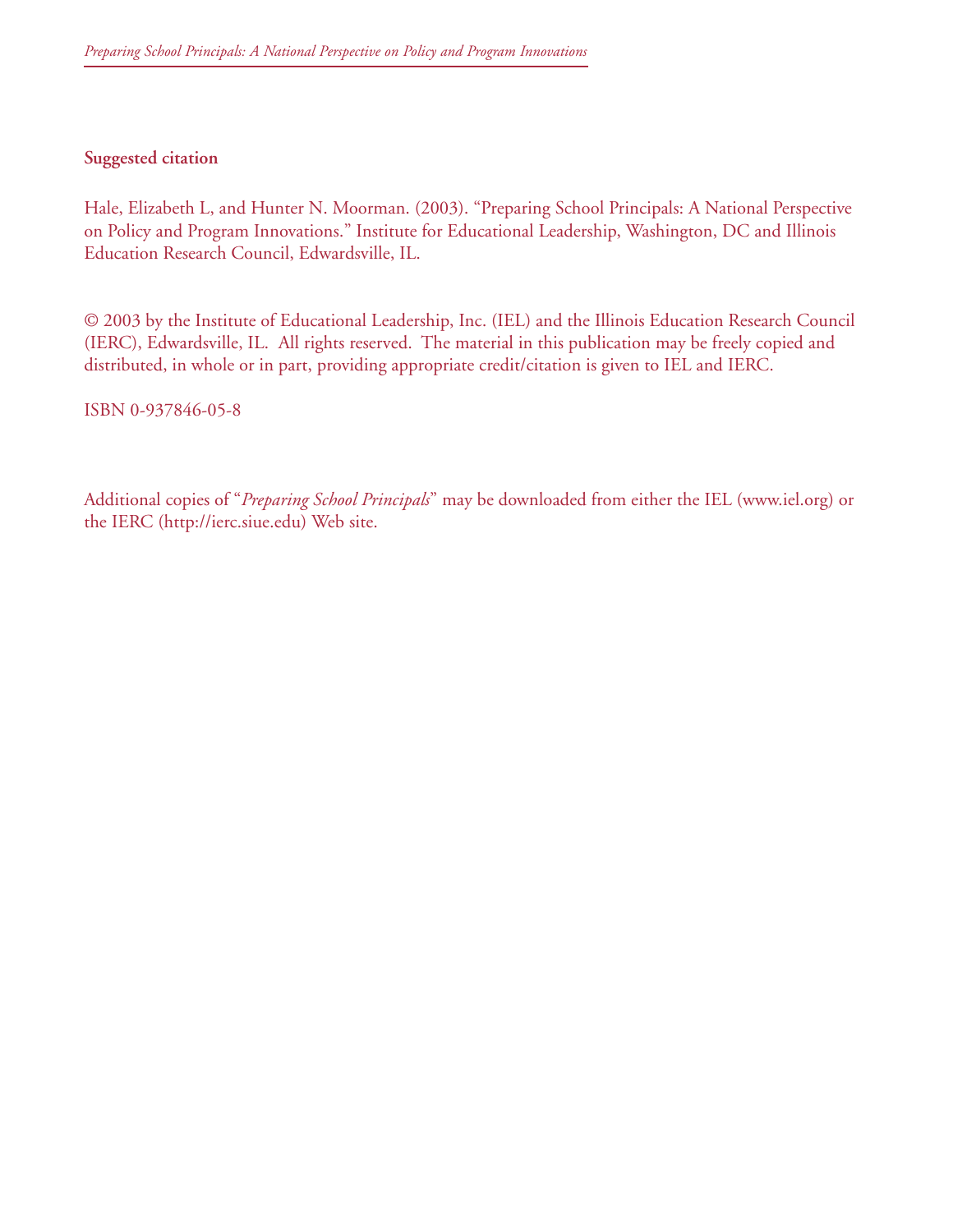**Suggested citation**

Hale, Elizabeth L, and Hunter N. Moorman. (2003). "Preparing School Principals: A National Perspective on Policy and Program Innovations." Institute for Educational Leadership, Washington, DC and Illinois Education Research Council, Edwardsville, IL.

© 2003 by the Institute of Educational Leadership, Inc. (IEL) and the Illinois Education Research Council (IERC), Edwardsville, IL. All rights reserved. The material in this publication may be freely copied and distributed, in whole or in part, providing appropriate credit/citation is given to IEL and IERC.

ISBN 0-937846-05-8

Additional copies of "*Preparing School Principals*" may be downloaded from either the IEL (www.iel.org) or the IERC (http://ierc.siue.edu) Web site.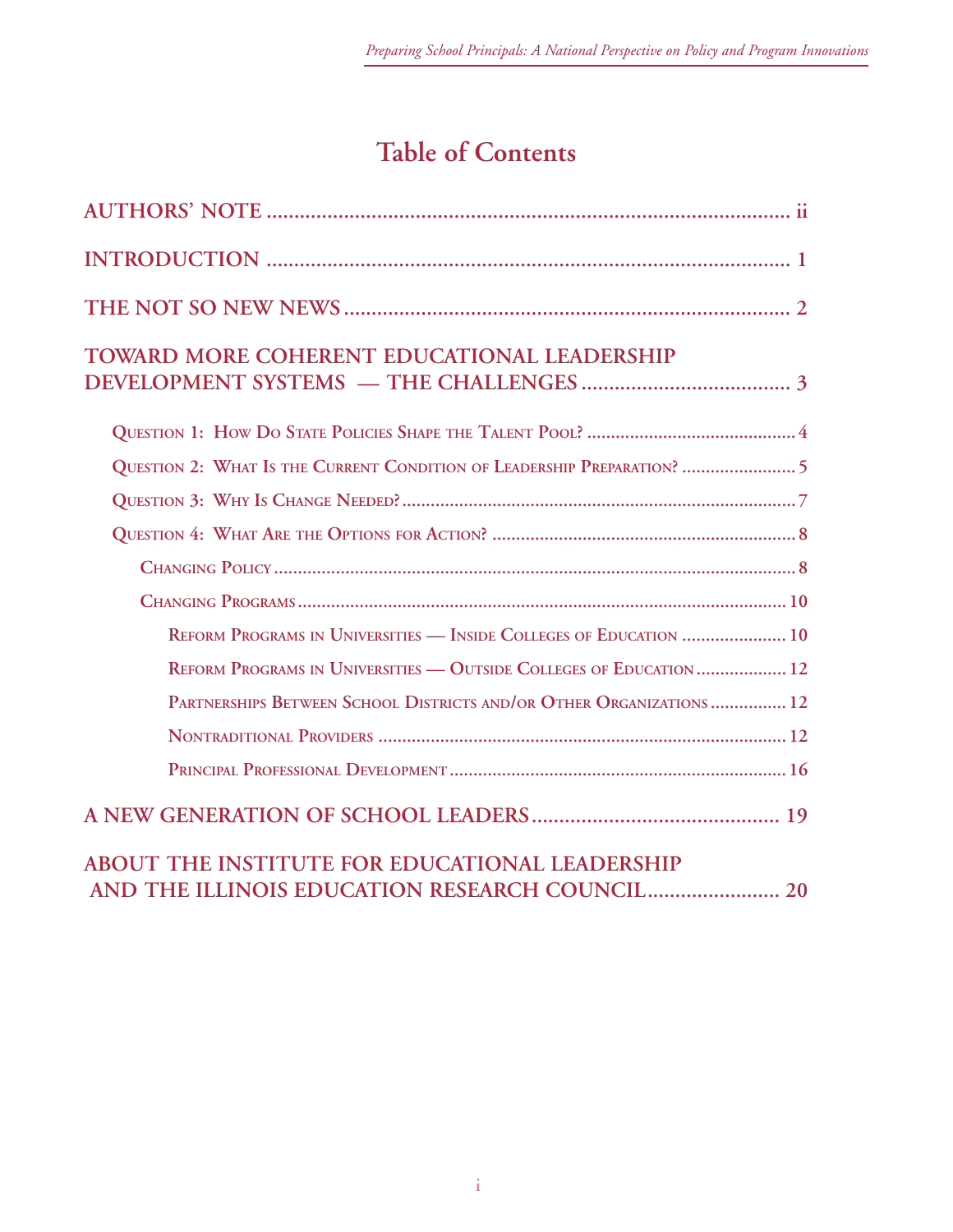# Table of Contents

**AUTHORS' NOTE** .................................................................................................. ii

**INTRODUCTION** .................................................................................................. 1

**THE NOT SO NEW NEWS** .................................................................................. 2

**TOWARD MORE COHERENT EDUCATIONAL LEADERSHIP DEVELOPMENT SYSTEMS — THE CHALLENGES** ...................................... 3

- Question 1: How Do State Policies Shape the Talent Pool? ............................................ 4
- Question 2: What Is the Current Condition of Leadership Preparation? ........................ 5
- Question 3: Why Is Change Needed? ................................................................................ 7
- Question 4: What Are the Options for Action? ................................................................ 8
  - Changing Policy ............................................................................................................. 8
  - Changing Programs ....................................................................................................... 10
    - Reform Programs in Universities — Inside Colleges of Education ...................... 10
    - Reform Programs in Universities — Outside Colleges of Education ................... 12
    - Partnerships Between School Districts and/or Other Organizations ................ 12
    - Nontraditional Providers ........................................................................................ 12
    - Principal Professional Development ...................................................................... 16

**A NEW GENERATION OF SCHOOL LEADERS** ............................................. 19

**ABOUT THE INSTITUTE FOR EDUCATIONAL LEADERSHIP AND THE ILLINOIS EDUCATION RESEARCH COUNCIL** ........................ 20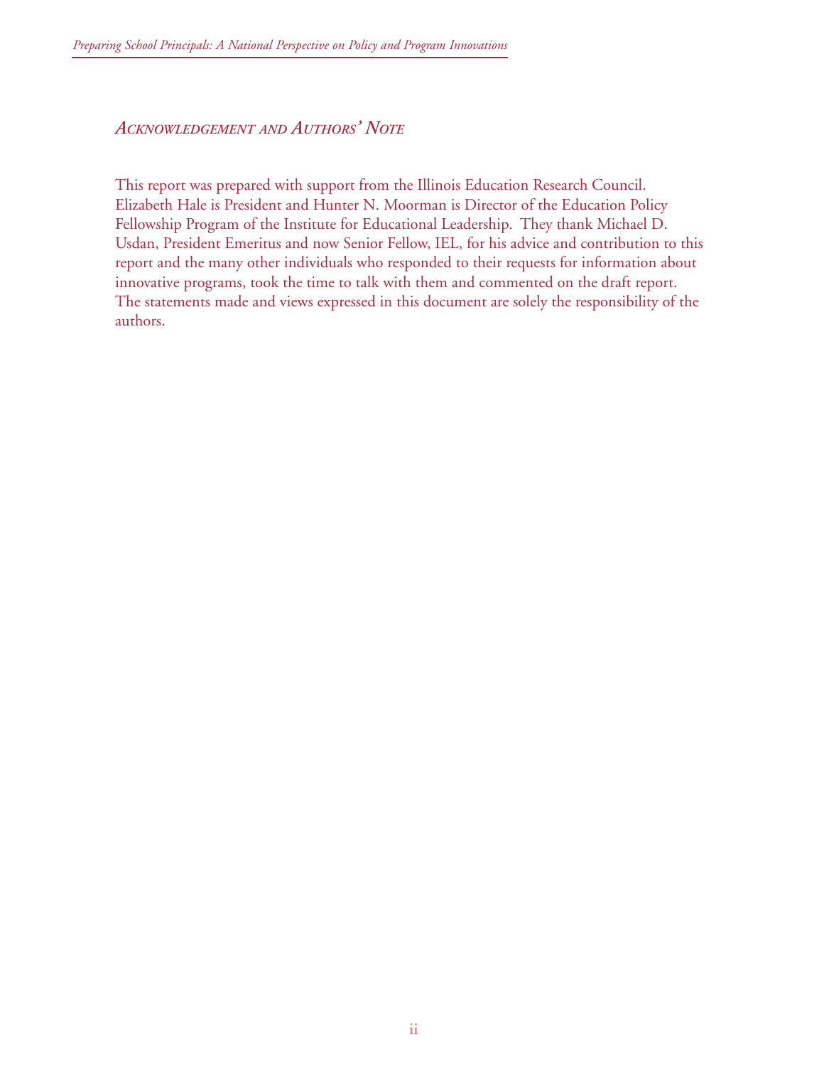## *Acknowledgement and Authors' Note*

This report was prepared with support from the Illinois Education Research Council. Elizabeth Hale is President and Hunter N. Moorman is Director of the Education Policy Fellowship Program of the Institute for Educational Leadership. They thank Michael D. Usdan, President Emeritus and now Senior Fellow, IEL, for his advice and contribution to this report and the many other individuals who responded to their requests for information about innovative programs, took the time to talk with them and commented on the draft report. The statements made and views expressed in this document are solely the responsibility of the authors.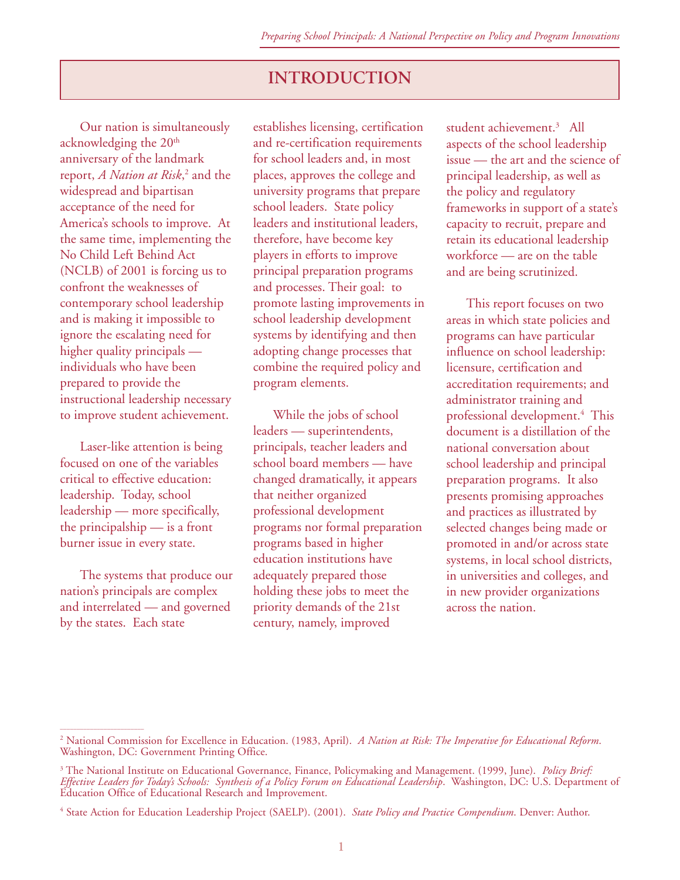# INTRODUCTION

Our nation is simultaneously acknowledging the 20th anniversary of the landmark report, *A Nation at Risk*,[2] and the widespread and bipartisan acceptance of the need for America's schools to improve. At the same time, implementing the No Child Left Behind Act (NCLB) of 2001 is forcing us to confront the weaknesses of contemporary school leadership and is making it impossible to ignore the escalating need for higher quality principals — individuals who have been prepared to provide the instructional leadership necessary to improve student achievement.

Laser-like attention is being focused on one of the variables critical to effective education: leadership. Today, school leadership — more specifically, the principalship — is a front burner issue in every state.

The systems that produce our nation's principals are complex and interrelated — and governed by the states. Each state establishes licensing, certification and re-certification requirements for school leaders and, in most places, approves the college and university programs that prepare school leaders. State policy leaders and institutional leaders, therefore, have become key players in efforts to improve principal preparation programs and processes. Their goal: to promote lasting improvements in school leadership development systems by identifying and then adopting change processes that combine the required policy and program elements.

While the jobs of school leaders — superintendents, principals, teacher leaders and school board members — have changed dramatically, it appears that neither organized professional development programs nor formal preparation programs based in higher education institutions have adequately prepared those holding these jobs to meet the priority demands of the 21st century, namely, improved student achievement.[3] All aspects of the school leadership issue — the art and the science of principal leadership, as well as the policy and regulatory frameworks in support of a state's capacity to recruit, prepare and retain its educational leadership workforce — are on the table and are being scrutinized.

This report focuses on two areas in which state policies and programs can have particular influence on school leadership: licensure, certification and accreditation requirements; and administrator training and professional development.[4] This document is a distillation of the national conversation about school leadership and principal preparation programs. It also presents promising approaches and practices as illustrated by selected changes being made or promoted in and/or across state systems, in local school districts, in universities and colleges, and in new provider organizations across the nation.

---

[2] National Commission for Excellence in Education. (1983, April). *A Nation at Risk: The Imperative for Educational Reform*. Washington, DC: Government Printing Office.

[3] The National Institute on Educational Governance, Finance, Policymaking and Management. (1999, June). *Policy Brief: Effective Leaders for Today's Schools: Synthesis of a Policy Forum on Educational Leadership*. Washington, DC: U.S. Department of Education Office of Educational Research and Improvement.

[4] State Action for Education Leadership Project (SAELP). (2001). *State Policy and Practice Compendium*. Denver: Author.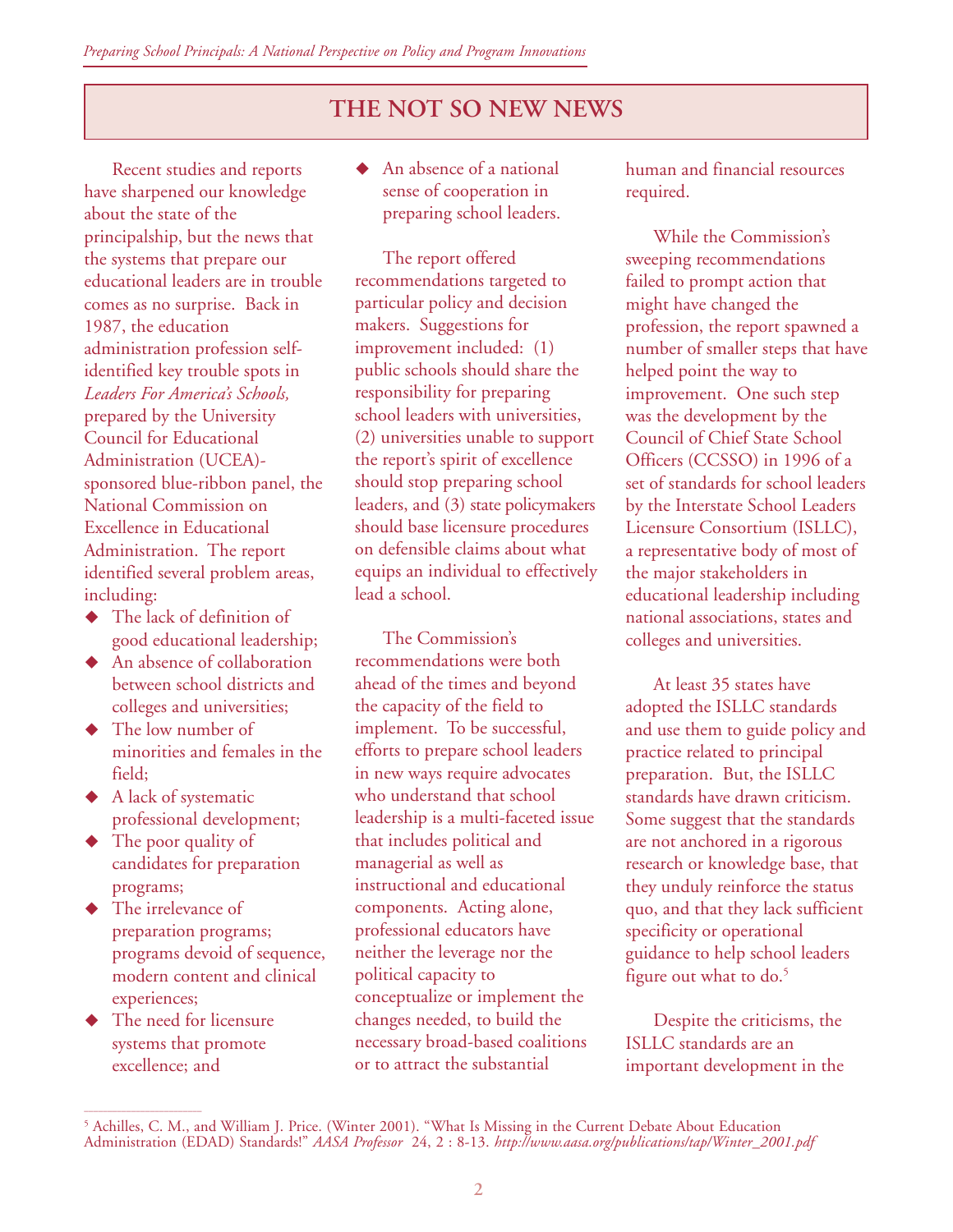## THE NOT SO NEW NEWS

Recent studies and reports have sharpened our knowledge about the state of the principalship, but the news that the systems that prepare our educational leaders are in trouble comes as no surprise. Back in 1987, the education administration profession self-identified key trouble spots in *Leaders For America's Schools,* prepared by the University Council for Educational Administration (UCEA)-sponsored blue-ribbon panel, the National Commission on Excellence in Educational Administration. The report identified several problem areas, including:

- The lack of definition of good educational leadership;
- An absence of collaboration between school districts and colleges and universities;
- The low number of minorities and females in the field;
- A lack of systematic professional development;
- The poor quality of candidates for preparation programs;
- The irrelevance of preparation programs; programs devoid of sequence, modern content and clinical experiences;
- The need for licensure systems that promote excellence; and
- An absence of a national sense of cooperation in preparing school leaders.

The report offered recommendations targeted to particular policy and decision makers. Suggestions for improvement included: (1) public schools should share the responsibility for preparing school leaders with universities, (2) universities unable to support the report's spirit of excellence should stop preparing school leaders, and (3) state policymakers should base licensure procedures on defensible claims about what equips an individual to effectively lead a school.

The Commission's recommendations were both ahead of the times and beyond the capacity of the field to implement. To be successful, efforts to prepare school leaders in new ways require advocates who understand that school leadership is a multi-faceted issue that includes political and managerial as well as instructional and educational components. Acting alone, professional educators have neither the leverage nor the political capacity to conceptualize or implement the changes needed, to build the necessary broad-based coalitions or to attract the substantial human and financial resources required.

While the Commission's sweeping recommendations failed to prompt action that might have changed the profession, the report spawned a number of smaller steps that have helped point the way to improvement. One such step was the development by the Council of Chief State School Officers (CCSSO) in 1996 of a set of standards for school leaders by the Interstate School Leaders Licensure Consortium (ISLLC), a representative body of most of the major stakeholders in educational leadership including national associations, states and colleges and universities.

At least 35 states have adopted the ISLLC standards and use them to guide policy and practice related to principal preparation. But, the ISLLC standards have drawn criticism. Some suggest that the standards are not anchored in a rigorous research or knowledge base, that they unduly reinforce the status quo, and that they lack sufficient specificity or operational guidance to help school leaders figure out what to do.[5]

Despite the criticisms, the ISLLC standards are an important development in the

---

[5] Achilles, C. M., and William J. Price. (Winter 2001). "What Is Missing in the Current Debate About Education Administration (EDAD) Standards!" *AASA Professor* 24, 2 : 8-13. *http://www.aasa.org/publications/tap/Winter_2001.pdf*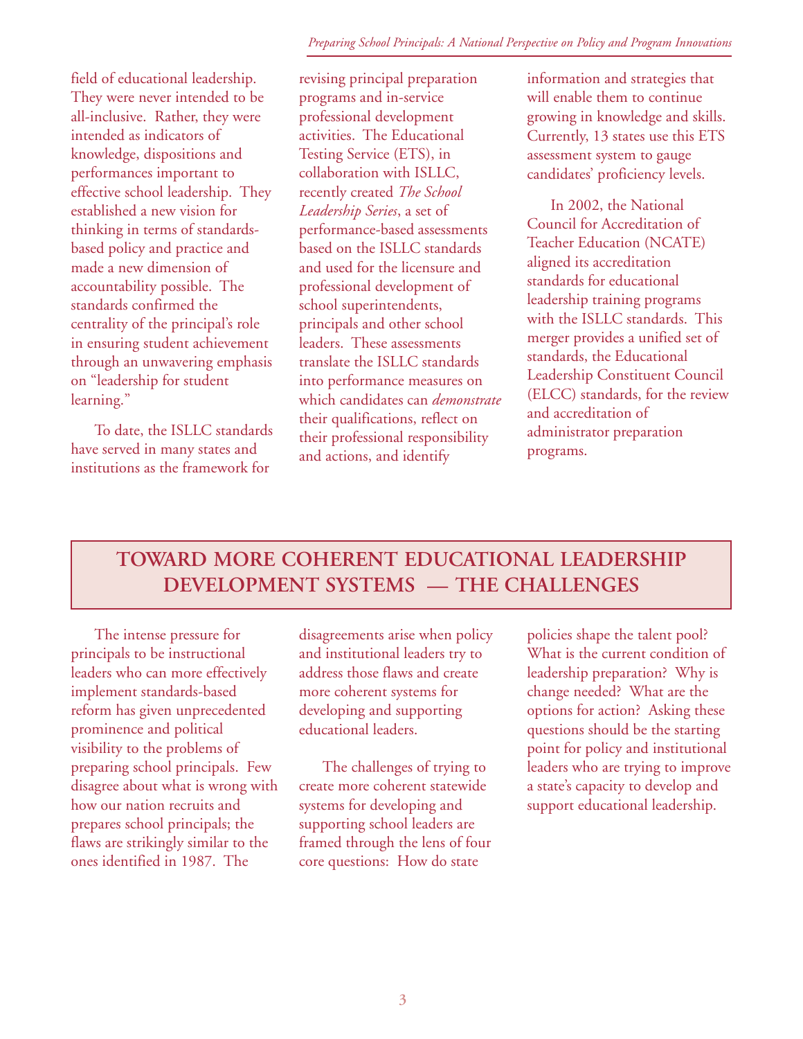field of educational leadership. They were never intended to be all-inclusive. Rather, they were intended as indicators of knowledge, dispositions and performances important to effective school leadership. They established a new vision for thinking in terms of standards-based policy and practice and made a new dimension of accountability possible. The standards confirmed the centrality of the principal's role in ensuring student achievement through an unwavering emphasis on "leadership for student learning."

To date, the ISLLC standards have served in many states and institutions as the framework for revising principal preparation programs and in-service professional development activities. The Educational Testing Service (ETS), in collaboration with ISLLC, recently created *The School Leadership Series*, a set of performance-based assessments based on the ISLLC standards and used for the licensure and professional development of school superintendents, principals and other school leaders. These assessments translate the ISLLC standards into performance measures on which candidates can *demonstrate* their qualifications, reflect on their professional responsibility and actions, and identify information and strategies that will enable them to continue growing in knowledge and skills. Currently, 13 states use this ETS assessment system to gauge candidates' proficiency levels.

In 2002, the National Council for Accreditation of Teacher Education (NCATE) aligned its accreditation standards for educational leadership training programs with the ISLLC standards. This merger provides a unified set of standards, the Educational Leadership Constituent Council (ELCC) standards, for the review and accreditation of administrator preparation programs.

## TOWARD MORE COHERENT EDUCATIONAL LEADERSHIP DEVELOPMENT SYSTEMS — THE CHALLENGES

The intense pressure for principals to be instructional leaders who can more effectively implement standards-based reform has given unprecedented prominence and political visibility to the problems of preparing school principals. Few disagree about what is wrong with how our nation recruits and prepares school principals; the flaws are strikingly similar to the ones identified in 1987. The disagreements arise when policy and institutional leaders try to address those flaws and create more coherent systems for developing and supporting educational leaders.

The challenges of trying to create more coherent statewide systems for developing and supporting school leaders are framed through the lens of four core questions: How do state policies shape the talent pool? What is the current condition of leadership preparation? Why is change needed? What are the options for action? Asking these questions should be the starting point for policy and institutional leaders who are trying to improve a state's capacity to develop and support educational leadership.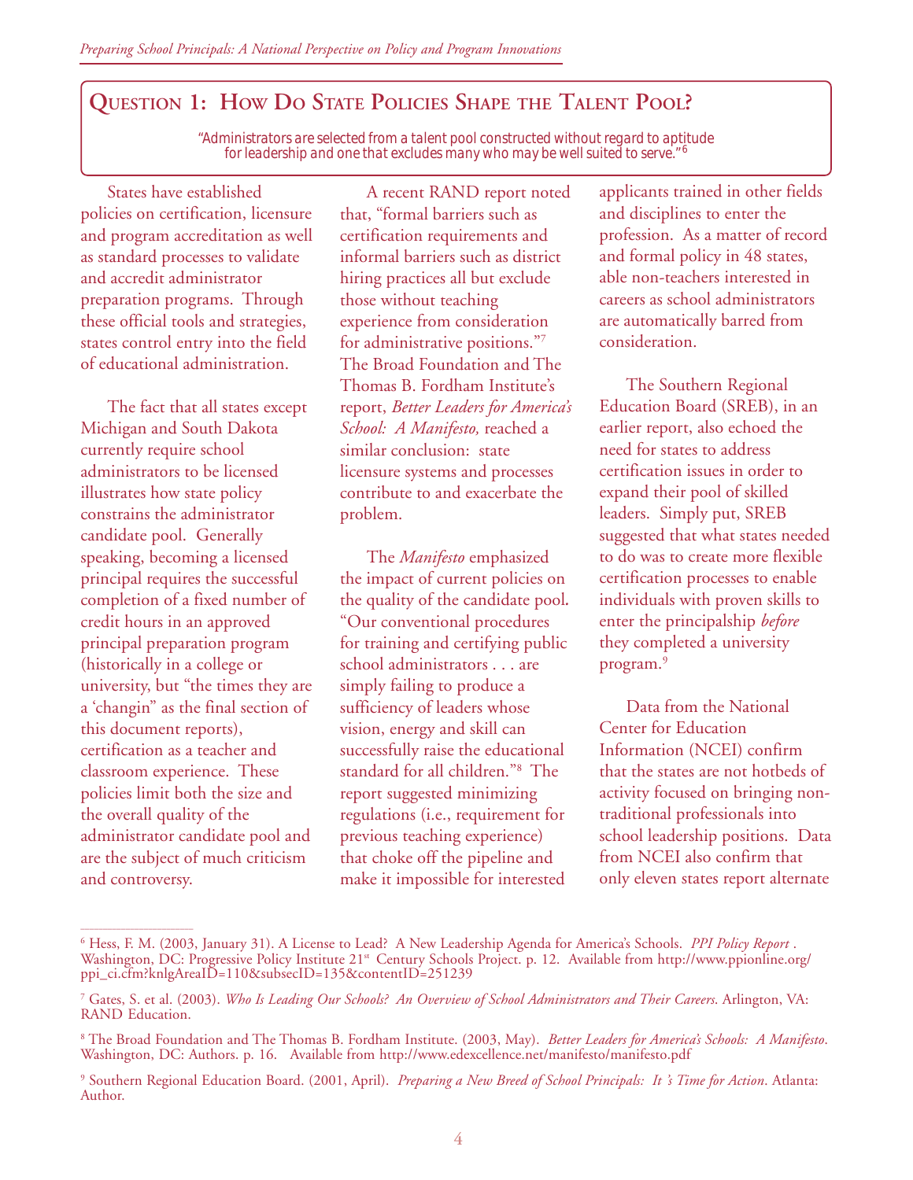## Question 1: How Do State Policies Shape the Talent Pool?

*"Administrators are selected from a talent pool constructed without regard to aptitude for leadership and one that excludes many who may be well suited to serve."*[6]

States have established policies on certification, licensure and program accreditation as well as standard processes to validate and accredit administrator preparation programs. Through these official tools and strategies, states control entry into the field of educational administration.

The fact that all states except Michigan and South Dakota currently require school administrators to be licensed illustrates how state policy constrains the administrator candidate pool. Generally speaking, becoming a licensed principal requires the successful completion of a fixed number of credit hours in an approved principal preparation program (historically in a college or university, but "the times they are a 'changin" as the final section of this document reports), certification as a teacher and classroom experience. These policies limit both the size and the overall quality of the administrator candidate pool and are the subject of much criticism and controversy.

A recent RAND report noted that, "formal barriers such as certification requirements and informal barriers such as district hiring practices all but exclude those without teaching experience from consideration for administrative positions."[7] The Broad Foundation and The Thomas B. Fordham Institute's report, *Better Leaders for America's School: A Manifesto,* reached a similar conclusion: state licensure systems and processes contribute to and exacerbate the problem.

The *Manifesto* emphasized the impact of current policies on the quality of the candidate pool. "Our conventional procedures for training and certifying public school administrators . . . are simply failing to produce a sufficiency of leaders whose vision, energy and skill can successfully raise the educational standard for all children."[8] The report suggested minimizing regulations (i.e., requirement for previous teaching experience) that choke off the pipeline and make it impossible for interested applicants trained in other fields and disciplines to enter the profession. As a matter of record and formal policy in 48 states, able non-teachers interested in careers as school administrators are automatically barred from consideration.

The Southern Regional Education Board (SREB), in an earlier report, also echoed the need for states to address certification issues in order to expand their pool of skilled leaders. Simply put, SREB suggested that what states needed to do was to create more flexible certification processes to enable individuals with proven skills to enter the principalship *before* they completed a university program.[9]

Data from the National Center for Education Information (NCEI) confirm that the states are not hotbeds of activity focused on bringing non-traditional professionals into school leadership positions. Data from NCEI also confirm that only eleven states report alternate

---

[6] Hess, F. M. (2003, January 31). A License to Lead? A New Leadership Agenda for America's Schools. *PPI Policy Report* . Washington, DC: Progressive Policy Institute 21st Century Schools Project. p. 12. Available from http://www.ppionline.org/ppi_ci.cfm?knlgAreaID=110&subsecID=135&contentID=251239

[7] Gates, S. et al. (2003). *Who Is Leading Our Schools? An Overview of School Administrators and Their Careers*. Arlington, VA: RAND Education.

[8] The Broad Foundation and The Thomas B. Fordham Institute. (2003, May). *Better Leaders for America's Schools: A Manifesto*. Washington, DC: Authors. p. 16. Available from http://www.edexcellence.net/manifesto/manifesto.pdf

[9] Southern Regional Education Board. (2001, April). *Preparing a New Breed of School Principals: It 's Time for Action*. Atlanta: Author.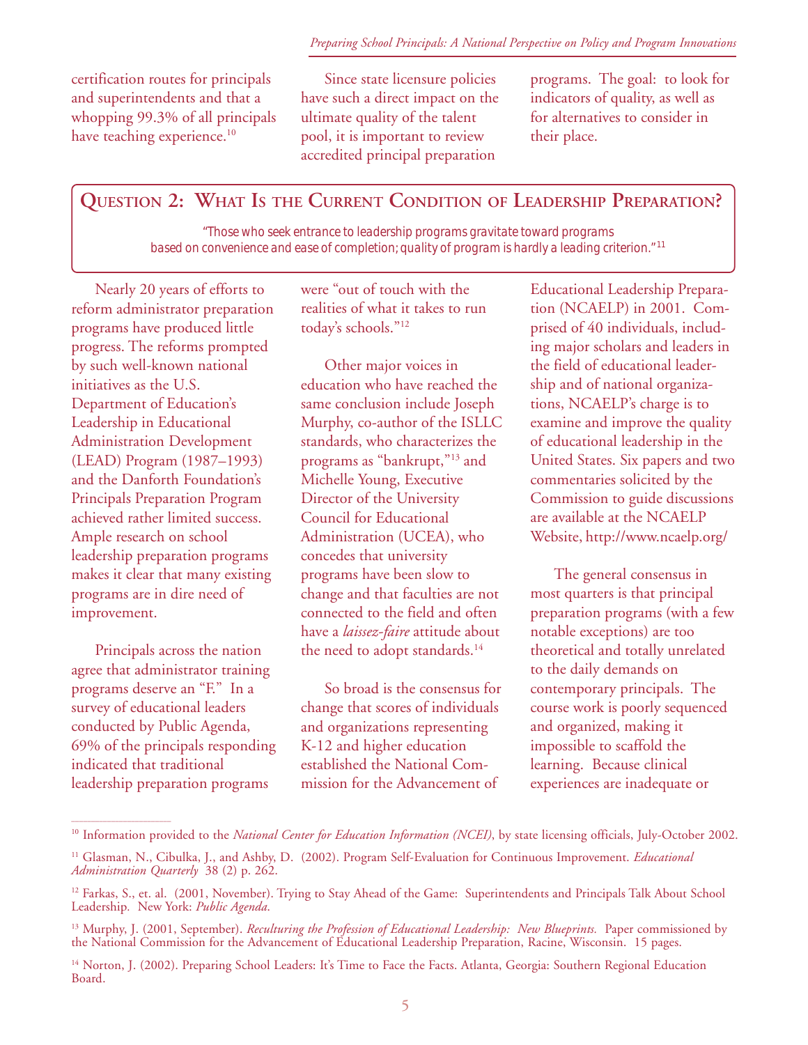certification routes for principals and superintendents and that a whopping 99.3% of all principals have teaching experience.[10]

Since state licensure policies have such a direct impact on the ultimate quality of the talent pool, it is important to review accredited principal preparation programs. The goal: to look for indicators of quality, as well as for alternatives to consider in their place.

## Question 2: What Is the Current Condition of Leadership Preparation?

*"Those who seek entrance to leadership programs gravitate toward programs based on convenience and ease of completion; quality of program is hardly a leading criterion."*[11]

Nearly 20 years of efforts to reform administrator preparation programs have produced little progress. The reforms prompted by such well-known national initiatives as the U.S. Department of Education's Leadership in Educational Administration Development (LEAD) Program (1987–1993) and the Danforth Foundation's Principals Preparation Program achieved rather limited success. Ample research on school leadership preparation programs makes it clear that many existing programs are in dire need of improvement.

Principals across the nation agree that administrator training programs deserve an "F." In a survey of educational leaders conducted by Public Agenda, 69% of the principals responding indicated that traditional leadership preparation programs were "out of touch with the realities of what it takes to run today's schools."[12]

Other major voices in education who have reached the same conclusion include Joseph Murphy, co-author of the ISLLC standards, who characterizes the programs as "bankrupt,"[13] and Michelle Young, Executive Director of the University Council for Educational Administration (UCEA), who concedes that university programs have been slow to change and that faculties are not connected to the field and often have a *laissez-faire* attitude about the need to adopt standards.[14]

So broad is the consensus for change that scores of individuals and organizations representing K-12 and higher education established the National Commission for the Advancement of Educational Leadership Preparation (NCAELP) in 2001. Comprised of 40 individuals, including major scholars and leaders in the field of educational leadership and of national organizations, NCAELP's charge is to examine and improve the quality of educational leadership in the United States. Six papers and two commentaries solicited by the Commission to guide discussions are available at the NCAELP Website, http://www.ncaelp.org/

The general consensus in most quarters is that principal preparation programs (with a few notable exceptions) are too theoretical and totally unrelated to the daily demands on contemporary principals. The course work is poorly sequenced and organized, making it impossible to scaffold the learning. Because clinical experiences are inadequate or

---

[10] Information provided to the *National Center for Education Information (NCEI)*, by state licensing officials, July-October 2002.

[11] Glasman, N., Cibulka, J., and Ashby, D. (2002). Program Self-Evaluation for Continuous Improvement. *Educational Administration Quarterly* 38 (2) p. 262.

[12] Farkas, S., et. al. (2001, November). Trying to Stay Ahead of the Game: Superintendents and Principals Talk About School Leadership. New York: *Public Agenda.*

[13] Murphy, J. (2001, September). *Reculturing the Profession of Educational Leadership: New Blueprints.* Paper commissioned by the National Commission for the Advancement of Educational Leadership Preparation, Racine, Wisconsin. 15 pages.

[14] Norton, J. (2002). Preparing School Leaders: It's Time to Face the Facts. Atlanta, Georgia: Southern Regional Education Board.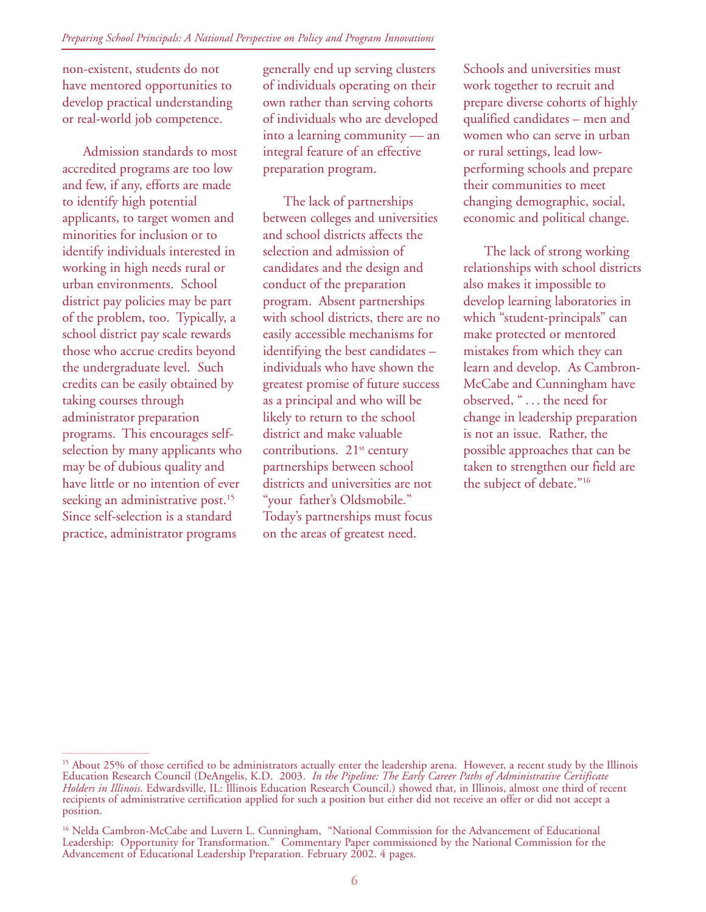non-existent, students do not have mentored opportunities to develop practical understanding or real-world job competence.

Admission standards to most accredited programs are too low and few, if any, efforts are made to identify high potential applicants, to target women and minorities for inclusion or to identify individuals interested in working in high needs rural or urban environments. School district pay policies may be part of the problem, too. Typically, a school district pay scale rewards those who accrue credits beyond the undergraduate level. Such credits can be easily obtained by taking courses through administrator preparation programs. This encourages self-selection by many applicants who may be of dubious quality and have little or no intention of ever seeking an administrative post.[15] Since self-selection is a standard practice, administrator programs generally end up serving clusters of individuals operating on their own rather than serving cohorts of individuals who are developed into a learning community — an integral feature of an effective preparation program.

The lack of partnerships between colleges and universities and school districts affects the selection and admission of candidates and the design and conduct of the preparation program. Absent partnerships with school districts, there are no easily accessible mechanisms for identifying the best candidates – individuals who have shown the greatest promise of future success as a principal and who will be likely to return to the school district and make valuable contributions. 21st century partnerships between school districts and universities are not "your father's Oldsmobile." Today's partnerships must focus on the areas of greatest need. Schools and universities must work together to recruit and prepare diverse cohorts of highly qualified candidates – men and women who can serve in urban or rural settings, lead low-performing schools and prepare their communities to meet changing demographic, social, economic and political change.

The lack of strong working relationships with school districts also makes it impossible to develop learning laboratories in which "student-principals" can make protected or mentored mistakes from which they can learn and develop. As Cambron-McCabe and Cunningham have observed, " . . . the need for change in leadership preparation is not an issue. Rather, the possible approaches that can be taken to strengthen our field are the subject of debate."[16]

---

[15] About 25% of those certified to be administrators actually enter the leadership arena. However, a recent study by the Illinois Education Research Council (DeAngelis, K.D. 2003. *In the Pipeline: The Early Career Paths of Administrative Certificate Holders in Illinois*. Edwardsville, IL: Illinois Education Research Council.) showed that, in Illinois, almost one third of recent recipients of administrative certification applied for such a position but either did not receive an offer or did not accept a position.

[16] Nelda Cambron-McCabe and Luvern L. Cunningham, "National Commission for the Advancement of Educational Leadership: Opportunity for Transformation." Commentary Paper commissioned by the National Commission for the Advancement of Educational Leadership Preparation. February 2002. 4 pages.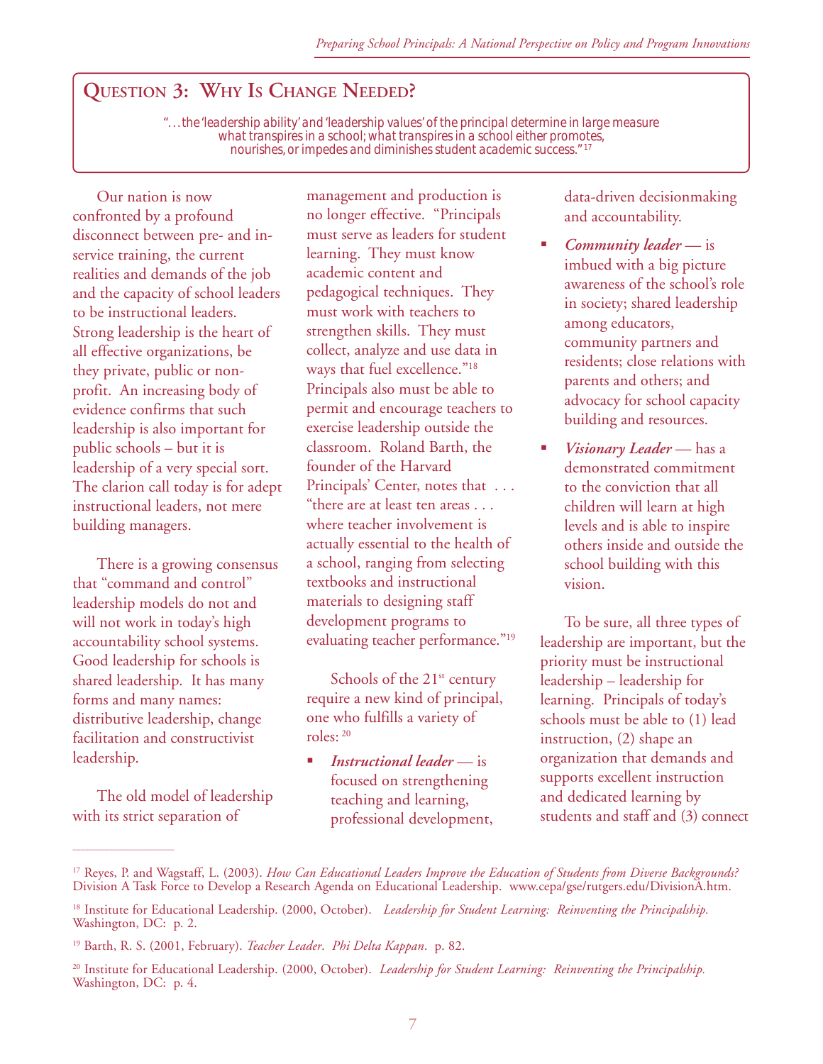## Question 3: Why Is Change Needed?

*"...the 'leadership ability' and 'leadership values' of the principal determine in large measure what transpires in a school; what transpires in a school either promotes, nourishes, or impedes and diminishes student academic success."*[17]

Our nation is now confronted by a profound disconnect between pre- and in-service training, the current realities and demands of the job and the capacity of school leaders to be instructional leaders. Strong leadership is the heart of all effective organizations, be they private, public or non-profit. An increasing body of evidence confirms that such leadership is also important for public schools – but it is leadership of a very special sort. The clarion call today is for adept instructional leaders, not mere building managers.

There is a growing consensus that "command and control" leadership models do not and will not work in today's high accountability school systems. Good leadership for schools is shared leadership. It has many forms and many names: distributive leadership, change facilitation and constructivist leadership.

The old model of leadership with its strict separation of management and production is no longer effective. "Principals must serve as leaders for student learning. They must know academic content and pedagogical techniques. They must work with teachers to strengthen skills. They must collect, analyze and use data in ways that fuel excellence."[18] Principals also must be able to permit and encourage teachers to exercise leadership outside the classroom. Roland Barth, the founder of the Harvard Principals' Center, notes that . . . "there are at least ten areas . . . where teacher involvement is actually essential to the health of a school, ranging from selecting textbooks and instructional materials to designing staff development programs to evaluating teacher performance."[19]

Schools of the 21st century require a new kind of principal, one who fulfills a variety of roles: [20]

- ***Instructional leader*** — is focused on strengthening teaching and learning, professional development, data-driven decisionmaking and accountability.
- ***Community leader*** — is imbued with a big picture awareness of the school's role in society; shared leadership among educators, community partners and residents; close relations with parents and others; and advocacy for school capacity building and resources.
- ***Visionary Leader*** — has a demonstrated commitment to the conviction that all children will learn at high levels and is able to inspire others inside and outside the school building with this vision.

To be sure, all three types of leadership are important, but the priority must be instructional leadership – leadership for learning. Principals of today's schools must be able to (1) lead instruction, (2) shape an organization that demands and supports excellent instruction and dedicated learning by students and staff and (3) connect

---

[17] Reyes, P. and Wagstaff, L. (2003). *How Can Educational Leaders Improve the Education of Students from Diverse Backgrounds?* Division A Task Force to Develop a Research Agenda on Educational Leadership. www.cepa/gse/rutgers.edu/DivisionA.htm.

[18] Institute for Educational Leadership. (2000, October). *Leadership for Student Learning: Reinventing the Principalship.* Washington, DC: p. 2.

[19] Barth, R. S. (2001, February). *Teacher Leader. Phi Delta Kappan*. p. 82.

[20] Institute for Educational Leadership. (2000, October). *Leadership for Student Learning: Reinventing the Principalship.* Washington, DC: p. 4.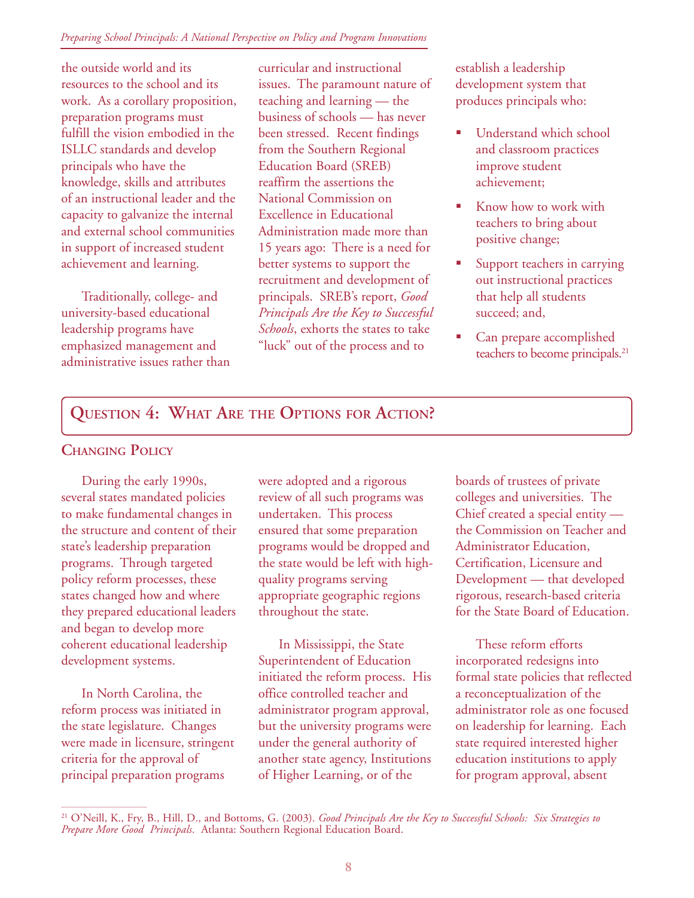the outside world and its resources to the school and its work. As a corollary proposition, preparation programs must fulfill the vision embodied in the ISLLC standards and develop principals who have the knowledge, skills and attributes of an instructional leader and the capacity to galvanize the internal and external school communities in support of increased student achievement and learning.

Traditionally, college- and university-based educational leadership programs have emphasized management and administrative issues rather than curricular and instructional issues. The paramount nature of teaching and learning — the business of schools — has never been stressed. Recent findings from the Southern Regional Education Board (SREB) reaffirm the assertions the National Commission on Excellence in Educational Administration made more than 15 years ago: There is a need for better systems to support the recruitment and development of principals. SREB's report, *Good Principals Are the Key to Successful Schools*, exhorts the states to take "luck" out of the process and to establish a leadership development system that produces principals who:

- Understand which school and classroom practices improve student achievement;
- Know how to work with teachers to bring about positive change;
- Support teachers in carrying out instructional practices that help all students succeed; and,
- Can prepare accomplished teachers to become principals.[21]

## Question 4: What Are the Options for Action?

### Changing Policy

During the early 1990s, several states mandated policies to make fundamental changes in the structure and content of their state's leadership preparation programs. Through targeted policy reform processes, these states changed how and where they prepared educational leaders and began to develop more coherent educational leadership development systems.

In North Carolina, the reform process was initiated in the state legislature. Changes were made in licensure, stringent criteria for the approval of principal preparation programs were adopted and a rigorous review of all such programs was undertaken. This process ensured that some preparation programs would be dropped and the state would be left with high-quality programs serving appropriate geographic regions throughout the state.

In Mississippi, the State Superintendent of Education initiated the reform process. His office controlled teacher and administrator program approval, but the university programs were under the general authority of another state agency, Institutions of Higher Learning, or of the boards of trustees of private colleges and universities. The Chief created a special entity — the Commission on Teacher and Administrator Education, Certification, Licensure and Development — that developed rigorous, research-based criteria for the State Board of Education.

These reform efforts incorporated redesigns into formal state policies that reflected a reconceptualization of the administrator role as one focused on leadership for learning. Each state required interested higher education institutions to apply for program approval, absent

---

[21] O'Neill, K., Fry, B., Hill, D., and Bottoms, G. (2003). *Good Principals Are the Key to Successful Schools: Six Strategies to Prepare More Good Principals.* Atlanta: Southern Regional Education Board.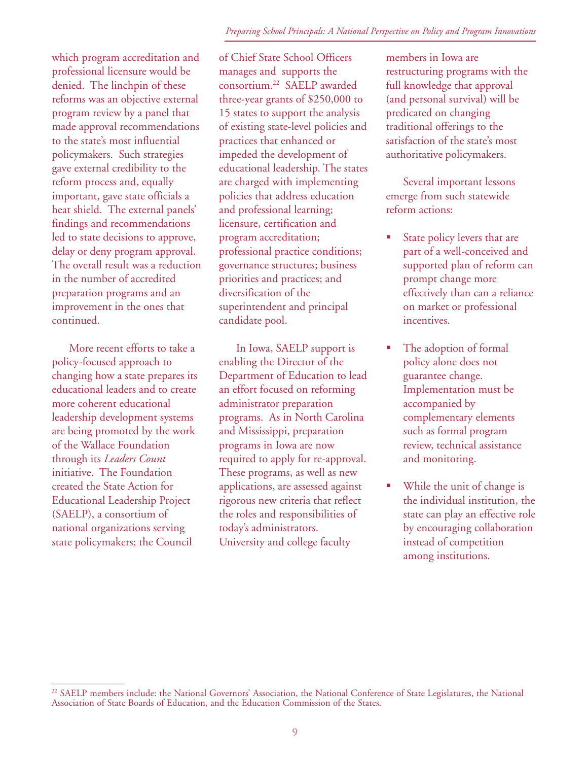which program accreditation and professional licensure would be denied. The linchpin of these reforms was an objective external program review by a panel that made approval recommendations to the state's most influential policymakers. Such strategies gave external credibility to the reform process and, equally important, gave state officials a heat shield. The external panels' findings and recommendations led to state decisions to approve, delay or deny program approval. The overall result was a reduction in the number of accredited preparation programs and an improvement in the ones that continued.

More recent efforts to take a policy-focused approach to changing how a state prepares its educational leaders and to create more coherent educational leadership development systems are being promoted by the work of the Wallace Foundation through its *Leaders Count* initiative. The Foundation created the State Action for Educational Leadership Project (SAELP), a consortium of national organizations serving state policymakers; the Council of Chief State School Officers manages and supports the consortium.[22] SAELP awarded three-year grants of $250,000 to 15 states to support the analysis of existing state-level policies and practices that enhanced or impeded the development of educational leadership. The states are charged with implementing policies that address education and professional learning; licensure, certification and program accreditation; professional practice conditions; governance structures; business priorities and practices; and diversification of the superintendent and principal candidate pool.

In Iowa, SAELP support is enabling the Director of the Department of Education to lead an effort focused on reforming administrator preparation programs. As in North Carolina and Mississippi, preparation programs in Iowa are now required to apply for re-approval. These programs, as well as new applications, are assessed against rigorous new criteria that reflect the roles and responsibilities of today's administrators. University and college faculty members in Iowa are restructuring programs with the full knowledge that approval (and personal survival) will be predicated on changing traditional offerings to the satisfaction of the state's most authoritative policymakers.

Several important lessons emerge from such statewide reform actions:

- State policy levers that are part of a well-conceived and supported plan of reform can prompt change more effectively than can a reliance on market or professional incentives.
- The adoption of formal policy alone does not guarantee change. Implementation must be accompanied by complementary elements such as formal program review, technical assistance and monitoring.
- While the unit of change is the individual institution, the state can play an effective role by encouraging collaboration instead of competition among institutions.

---

[22] SAELP members include: the National Governors' Association, the National Conference of State Legislatures, the National Association of State Boards of Education, and the Education Commission of the States.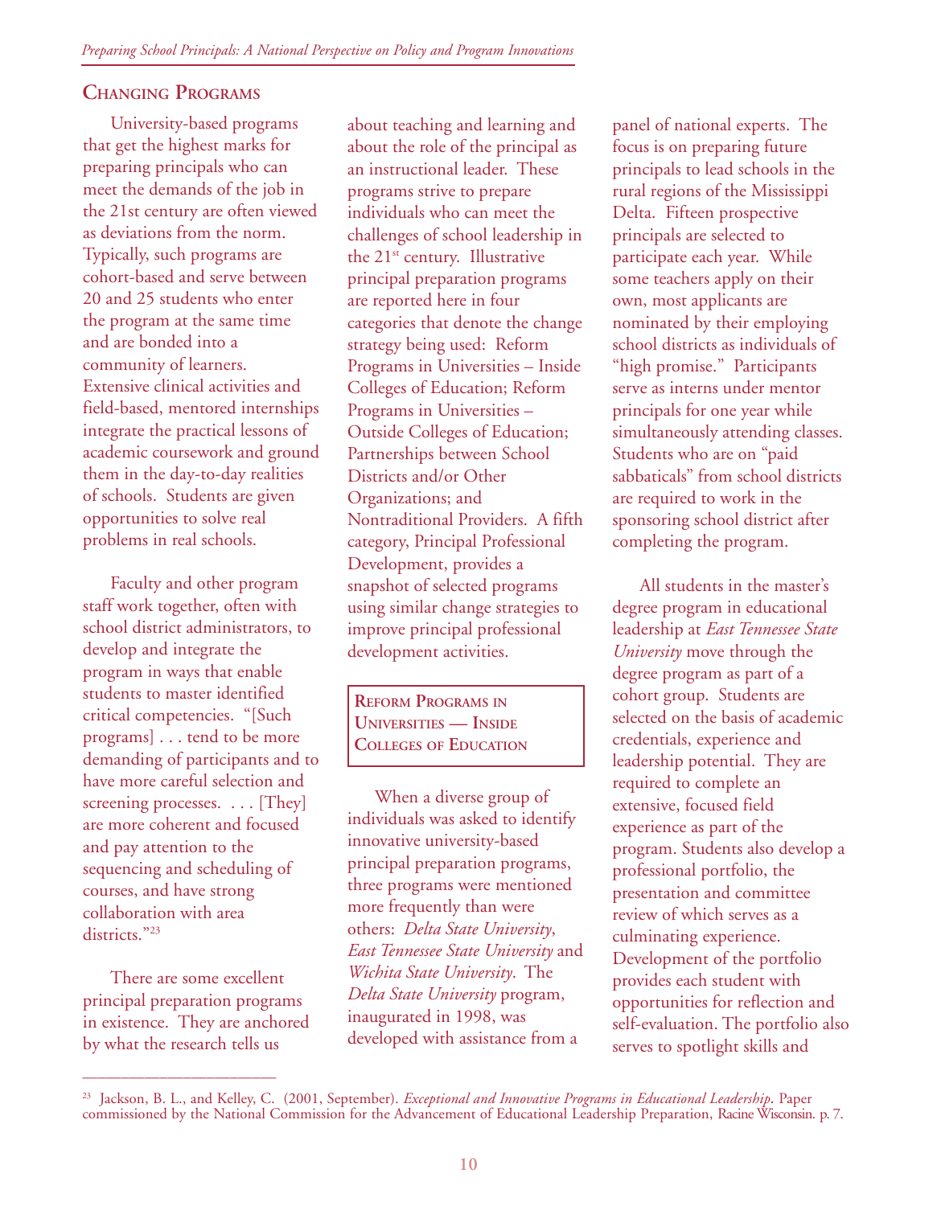## Changing Programs

University-based programs that get the highest marks for preparing principals who can meet the demands of the job in the 21st century are often viewed as deviations from the norm. Typically, such programs are cohort-based and serve between 20 and 25 students who enter the program at the same time and are bonded into a community of learners. Extensive clinical activities and field-based, mentored internships integrate the practical lessons of academic coursework and ground them in the day-to-day realities of schools. Students are given opportunities to solve real problems in real schools.

Faculty and other program staff work together, often with school district administrators, to develop and integrate the program in ways that enable students to master identified critical competencies. "[Such programs] . . . tend to be more demanding of participants and to have more careful selection and screening processes. . . . [They] are more coherent and focused and pay attention to the sequencing and scheduling of courses, and have strong collaboration with area districts."[23]

There are some excellent principal preparation programs in existence. They are anchored by what the research tells us about teaching and learning and about the role of the principal as an instructional leader. These programs strive to prepare individuals who can meet the challenges of school leadership in the 21st century. Illustrative principal preparation programs are reported here in four categories that denote the change strategy being used: Reform Programs in Universities – Inside Colleges of Education; Reform Programs in Universities – Outside Colleges of Education; Partnerships between School Districts and/or Other Organizations; and Nontraditional Providers. A fifth category, Principal Professional Development, provides a snapshot of selected programs using similar change strategies to improve principal professional development activities.

### Reform Programs in Universities — Inside Colleges of Education

When a diverse group of individuals was asked to identify innovative university-based principal preparation programs, three programs were mentioned more frequently than were others: *Delta State University*, *East Tennessee State University* and *Wichita State University*. The *Delta State University* program, inaugurated in 1998, was developed with assistance from a panel of national experts. The focus is on preparing future principals to lead schools in the rural regions of the Mississippi Delta. Fifteen prospective principals are selected to participate each year. While some teachers apply on their own, most applicants are nominated by their employing school districts as individuals of "high promise." Participants serve as interns under mentor principals for one year while simultaneously attending classes. Students who are on "paid sabbaticals" from school districts are required to work in the sponsoring school district after completing the program.

All students in the master's degree program in educational leadership at *East Tennessee State University* move through the degree program as part of a cohort group. Students are selected on the basis of academic credentials, experience and leadership potential. They are required to complete an extensive, focused field experience as part of the program. Students also develop a professional portfolio, the presentation and committee review of which serves as a culminating experience. Development of the portfolio provides each student with opportunities for reflection and self-evaluation. The portfolio also serves to spotlight skills and

---

[23] Jackson, B. L., and Kelley, C. (2001, September). *Exceptional and Innovative Programs in Educational Leadership*. Paper commissioned by the National Commission for the Advancement of Educational Leadership Preparation, Racine Wisconsin. p. 7.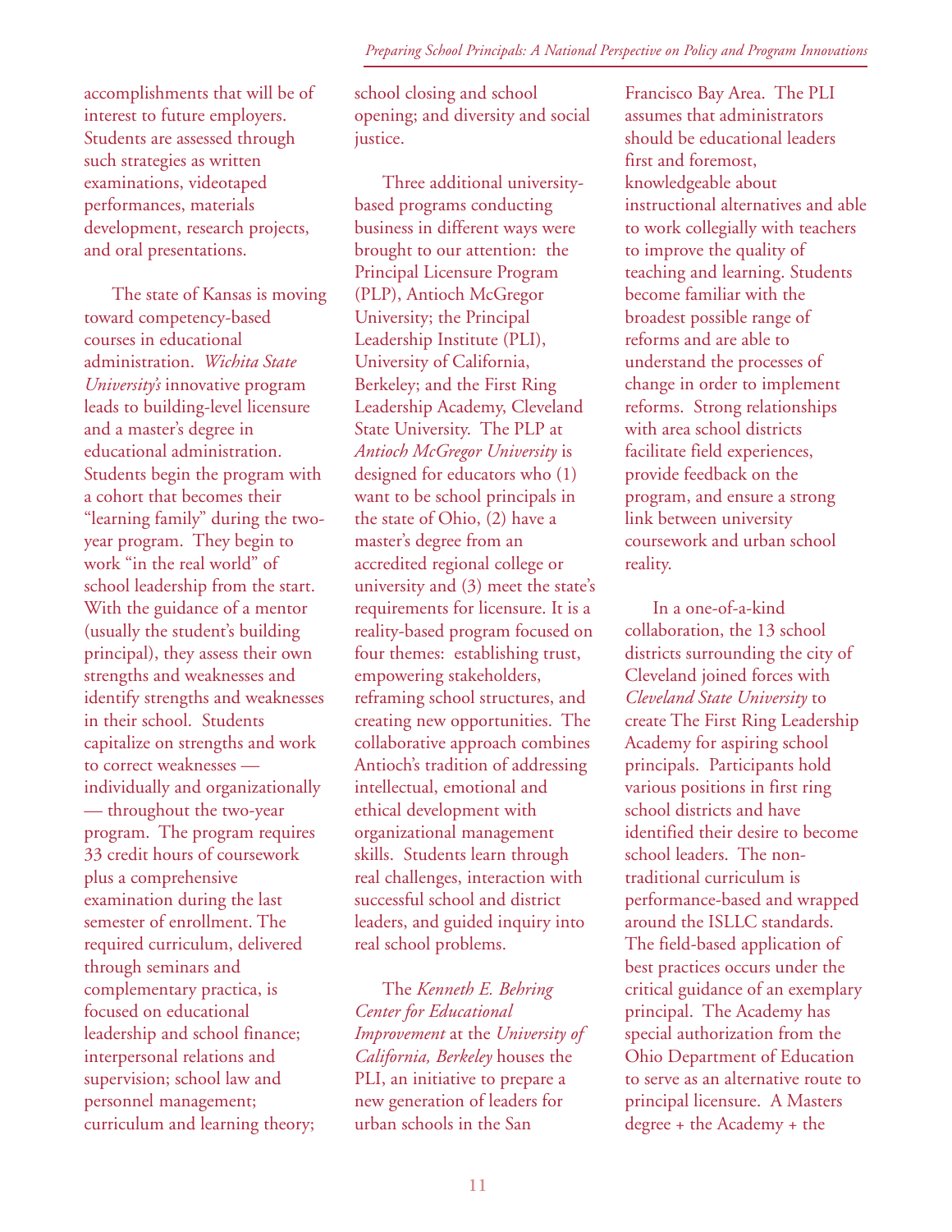accomplishments that will be of interest to future employers. Students are assessed through such strategies as written examinations, videotaped performances, materials development, research projects, and oral presentations.

The state of Kansas is moving toward competency-based courses in educational administration. *Wichita State University's* innovative program leads to building-level licensure and a master's degree in educational administration. Students begin the program with a cohort that becomes their "learning family" during the two-year program. They begin to work "in the real world" of school leadership from the start. With the guidance of a mentor (usually the student's building principal), they assess their own strengths and weaknesses and identify strengths and weaknesses in their school. Students capitalize on strengths and work to correct weaknesses — individually and organizationally — throughout the two-year program. The program requires 33 credit hours of coursework plus a comprehensive examination during the last semester of enrollment. The required curriculum, delivered through seminars and complementary practica, is focused on educational leadership and school finance; interpersonal relations and supervision; school law and personnel management; curriculum and learning theory; school closing and school opening; and diversity and social justice.

Three additional university-based programs conducting business in different ways were brought to our attention: the Principal Licensure Program (PLP), Antioch McGregor University; the Principal Leadership Institute (PLI), University of California, Berkeley; and the First Ring Leadership Academy, Cleveland State University. The PLP at *Antioch McGregor University* is designed for educators who (1) want to be school principals in the state of Ohio, (2) have a master's degree from an accredited regional college or university and (3) meet the state's requirements for licensure. It is a reality-based program focused on four themes: establishing trust, empowering stakeholders, reframing school structures, and creating new opportunities. The collaborative approach combines Antioch's tradition of addressing intellectual, emotional and ethical development with organizational management skills. Students learn through real challenges, interaction with successful school and district leaders, and guided inquiry into real school problems.

The *Kenneth E. Behring Center for Educational Improvement* at the *University of California, Berkeley* houses the PLI, an initiative to prepare a new generation of leaders for urban schools in the San Francisco Bay Area. The PLI assumes that administrators should be educational leaders first and foremost, knowledgeable about instructional alternatives and able to work collegially with teachers to improve the quality of teaching and learning. Students become familiar with the broadest possible range of reforms and are able to understand the processes of change in order to implement reforms. Strong relationships with area school districts facilitate field experiences, provide feedback on the program, and ensure a strong link between university coursework and urban school reality.

In a one-of-a-kind collaboration, the 13 school districts surrounding the city of Cleveland joined forces with *Cleveland State University* to create The First Ring Leadership Academy for aspiring school principals. Participants hold various positions in first ring school districts and have identified their desire to become school leaders. The non-traditional curriculum is performance-based and wrapped around the ISLLC standards. The field-based application of best practices occurs under the critical guidance of an exemplary principal. The Academy has special authorization from the Ohio Department of Education to serve as an alternative route to principal licensure. A Masters degree + the Academy + the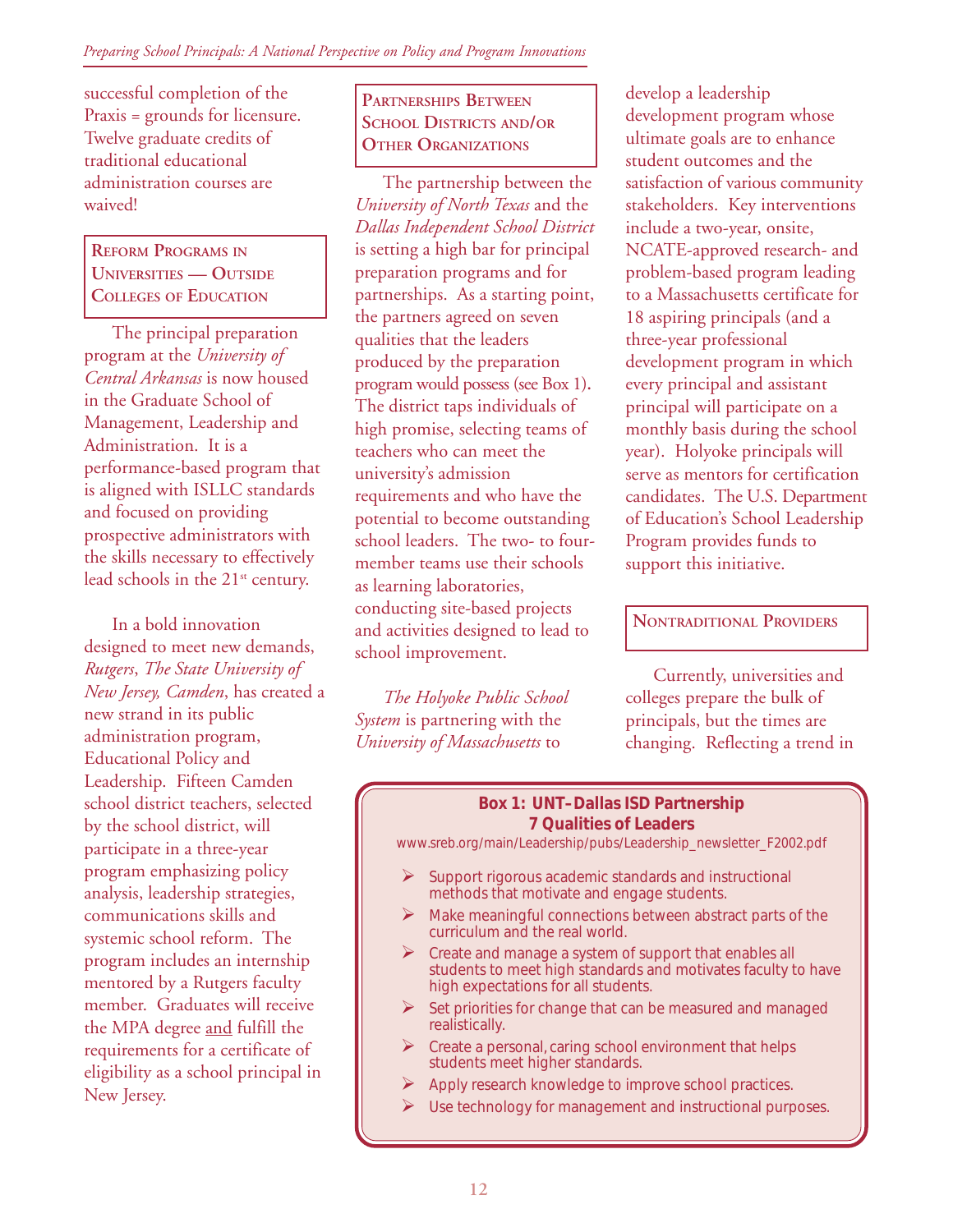successful completion of the Praxis = grounds for licensure. Twelve graduate credits of traditional educational administration courses are waived!

### Reform Programs in Universities — Outside Colleges of Education

The principal preparation program at the *University of Central Arkansas* is now housed in the Graduate School of Management, Leadership and Administration. It is a performance-based program that is aligned with ISLLC standards and focused on providing prospective administrators with the skills necessary to effectively lead schools in the 21st century.

In a bold innovation designed to meet new demands, *Rutgers, The State University of New Jersey, Camden*, has created a new strand in its public administration program, Educational Policy and Leadership. Fifteen Camden school district teachers, selected by the school district, will participate in a three-year program emphasizing policy analysis, leadership strategies, communications skills and systemic school reform. The program includes an internship mentored by a Rutgers faculty member. Graduates will receive the MPA degree and fulfill the requirements for a certificate of eligibility as a school principal in New Jersey.

### Partnerships Between School Districts and/or Other Organizations

The partnership between the *University of North Texas* and the *Dallas Independent School District* is setting a high bar for principal preparation programs and for partnerships. As a starting point, the partners agreed on seven qualities that the leaders produced by the preparation program would possess (see Box 1). The district taps individuals of high promise, selecting teams of teachers who can meet the university's admission requirements and who have the potential to become outstanding school leaders. The two- to four-member teams use their schools as learning laboratories, conducting site-based projects and activities designed to lead to school improvement.

*The Holyoke Public School System* is partnering with the *University of Massachusetts* to develop a leadership development program whose ultimate goals are to enhance student outcomes and the satisfaction of various community stakeholders. Key interventions include a two-year, onsite, NCATE-approved research- and problem-based program leading to a Massachusetts certificate for 18 aspiring principals (and a three-year professional development program in which every principal and assistant principal will participate on a monthly basis during the school year). Holyoke principals will serve as mentors for certification candidates. The U.S. Department of Education's School Leadership Program provides funds to support this initiative.

### Nontraditional Providers

Currently, universities and colleges prepare the bulk of principals, but the times are changing. Reflecting a trend in

---

**Box 1: UNT–Dallas ISD Partnership**
**7 Qualities of Leaders**

www.sreb.org/main/Leadership/pubs/Leadership_newsletter_F2002.pdf

- Support rigorous academic standards and instructional methods that motivate and engage students.
- Make meaningful connections between abstract parts of the curriculum and the real world.
- Create and manage a system of support that enables all students to meet high standards and motivates faculty to have high expectations for all students.
- Set priorities for change that can be measured and managed realistically.
- Create a personal, caring school environment that helps students meet higher standards.
- Apply research knowledge to improve school practices.
- Use technology for management and instructional purposes.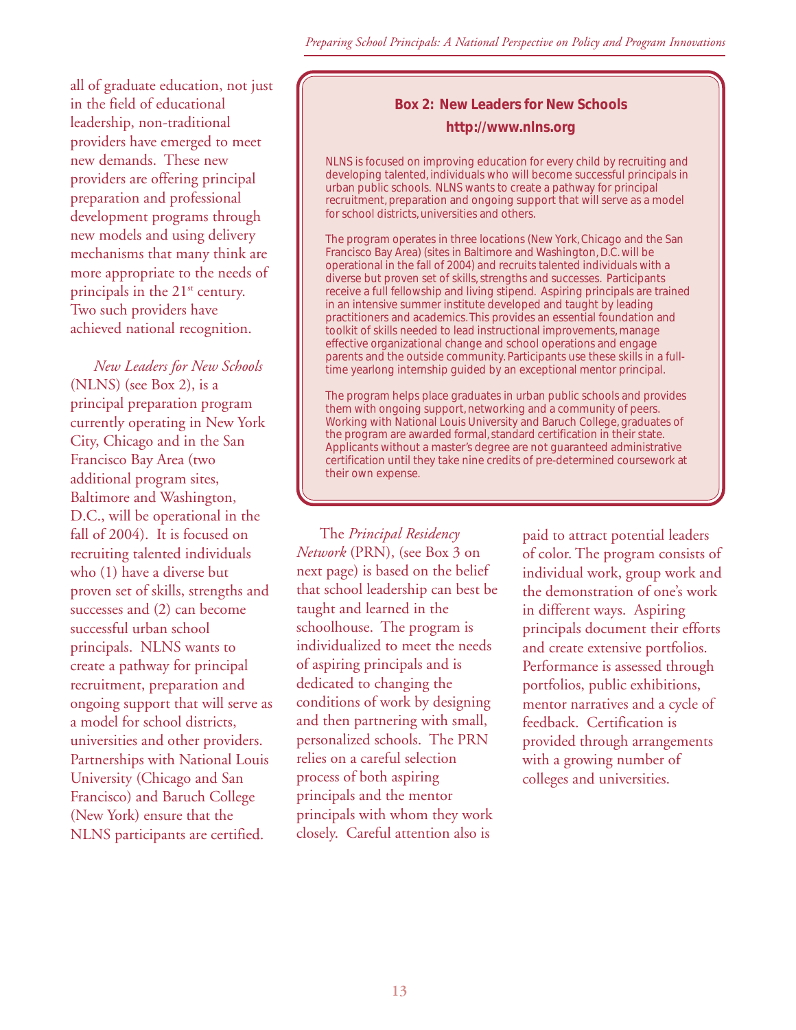all of graduate education, not just in the field of educational leadership, non-traditional providers have emerged to meet new demands. These new providers are offering principal preparation and professional development programs through new models and using delivery mechanisms that many think are more appropriate to the needs of principals in the 21st century. Two such providers have achieved national recognition.

*New Leaders for New Schools* (NLNS) (see Box 2), is a principal preparation program currently operating in New York City, Chicago and in the San Francisco Bay Area (two additional program sites, Baltimore and Washington, D.C., will be operational in the fall of 2004). It is focused on recruiting talented individuals who (1) have a diverse but proven set of skills, strengths and successes and (2) can become successful urban school principals. NLNS wants to create a pathway for principal recruitment, preparation and ongoing support that will serve as a model for school districts, universities and other providers. Partnerships with National Louis University (Chicago and San Francisco) and Baruch College (New York) ensure that the NLNS participants are certified.

> **Box 2: New Leaders for New Schools**
>
> **http://www.nlns.org**
>
> NLNS is focused on improving education for every child by recruiting and developing talented, individuals who will become successful principals in urban public schools. NLNS wants to create a pathway for principal recruitment, preparation and ongoing support that will serve as a model for school districts, universities and others.
>
> The program operates in three locations (New York, Chicago and the San Francisco Bay Area) (sites in Baltimore and Washington, D.C. will be operational in the fall of 2004) and recruits talented individuals with a diverse but proven set of skills, strengths and successes. Participants receive a full fellowship and living stipend. Aspiring principals are trained in an intensive summer institute developed and taught by leading practitioners and academics. This provides an essential foundation and toolkit of skills needed to lead instructional improvements, manage effective organizational change and school operations and engage parents and the outside community. Participants use these skills in a full-time yearlong internship guided by an exceptional mentor principal.
>
> The program helps place graduates in urban public schools and provides them with ongoing support, networking and a community of peers. Working with National Louis University and Baruch College, graduates of the program are awarded formal, standard certification in their state. Applicants without a master's degree are not guaranteed administrative certification until they take nine credits of pre-determined coursework at their own expense.

The *Principal Residency Network* (PRN), (see Box 3 on next page) is based on the belief that school leadership can best be taught and learned in the schoolhouse. The program is individualized to meet the needs of aspiring principals and is dedicated to changing the conditions of work by designing and then partnering with small, personalized schools. The PRN relies on a careful selection process of both aspiring principals and the mentor principals with whom they work closely. Careful attention also is paid to attract potential leaders of color. The program consists of individual work, group work and the demonstration of one's work in different ways. Aspiring principals document their efforts and create extensive portfolios. Performance is assessed through portfolios, public exhibitions, mentor narratives and a cycle of feedback. Certification is provided through arrangements with a growing number of colleges and universities.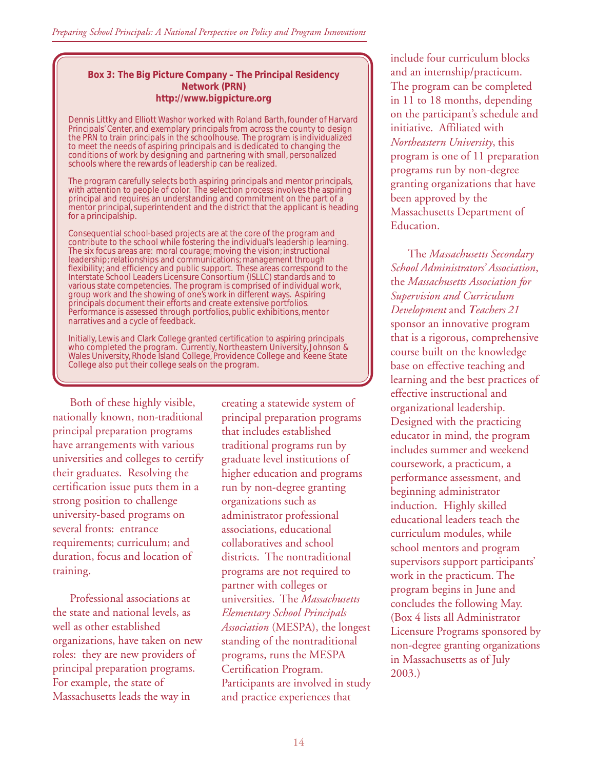**Box 3: The Big Picture Company – The Principal Residency Network (PRN)**
**http://www.bigpicture.org**

Dennis Littky and Elliott Washor worked with Roland Barth, founder of Harvard Principals' Center, and exemplary principals from across the county to design the PRN to train principals in the schoolhouse. The program is individualized to meet the needs of aspiring principals and is dedicated to changing the conditions of work by designing and partnering with small, personalized schools where the rewards of leadership can be realized.

The program carefully selects both aspiring principals and mentor principals, with attention to people of color. The selection process involves the aspiring principal and requires an understanding and commitment on the part of a mentor principal, superintendent and the district that the applicant is heading for a principalship.

Consequential school-based projects are at the core of the program and contribute to the school while fostering the individual's leadership learning. The six focus areas are: moral courage; moving the vision; instructional leadership; relationships and communications; management through flexibility; and efficiency and public support. These areas correspond to the Interstate School Leaders Licensure Consortium (ISLLC) standards and to various state competencies. The program is comprised of individual work, group work and the showing of one's work in different ways. Aspiring principals document their efforts and create extensive portfolios. Performance is assessed through portfolios, public exhibitions, mentor narratives and a cycle of feedback.

Initially, Lewis and Clark College granted certification to aspiring principals who completed the program. Currently, Northeastern University, Johnson & Wales University, Rhode Island College, Providence College and Keene State College also put their college seals on the program.

Both of these highly visible, nationally known, non-traditional principal preparation programs have arrangements with various universities and colleges to certify their graduates. Resolving the certification issue puts them in a strong position to challenge university-based programs on several fronts: entrance requirements; curriculum; and duration, focus and location of training.

Professional associations at the state and national levels, as well as other established organizations, have taken on new roles: they are new providers of principal preparation programs. For example, the state of Massachusetts leads the way in creating a statewide system of principal preparation programs that includes established traditional programs run by graduate level institutions of higher education and programs run by non-degree granting organizations such as administrator professional associations, educational collaboratives and school districts. The nontraditional programs <u>are not</u> required to partner with colleges or universities. The *Massachusetts Elementary School Principals Association* (MESPA), the longest standing of the nontraditional programs, runs the MESPA Certification Program. Participants are involved in study and practice experiences that include four curriculum blocks and an internship/practicum. The program can be completed in 11 to 18 months, depending on the participant's schedule and initiative. Affiliated with *Northeastern University*, this program is one of 11 preparation programs run by non-degree granting organizations that have been approved by the Massachusetts Department of Education.

The *Massachusetts Secondary School Administrators' Association*, the *Massachusetts Association for Supervision and Curriculum Development* and *Teachers 21* sponsor an innovative program that is a rigorous, comprehensive course built on the knowledge base on effective teaching and learning and the best practices of effective instructional and organizational leadership. Designed with the practicing educator in mind, the program includes summer and weekend coursework, a practicum, a performance assessment, and beginning administrator induction. Highly skilled educational leaders teach the curriculum modules, while school mentors and program supervisors support participants' work in the practicum. The program begins in June and concludes the following May. (Box 4 lists all Administrator Licensure Programs sponsored by non-degree granting organizations in Massachusetts as of July 2003.)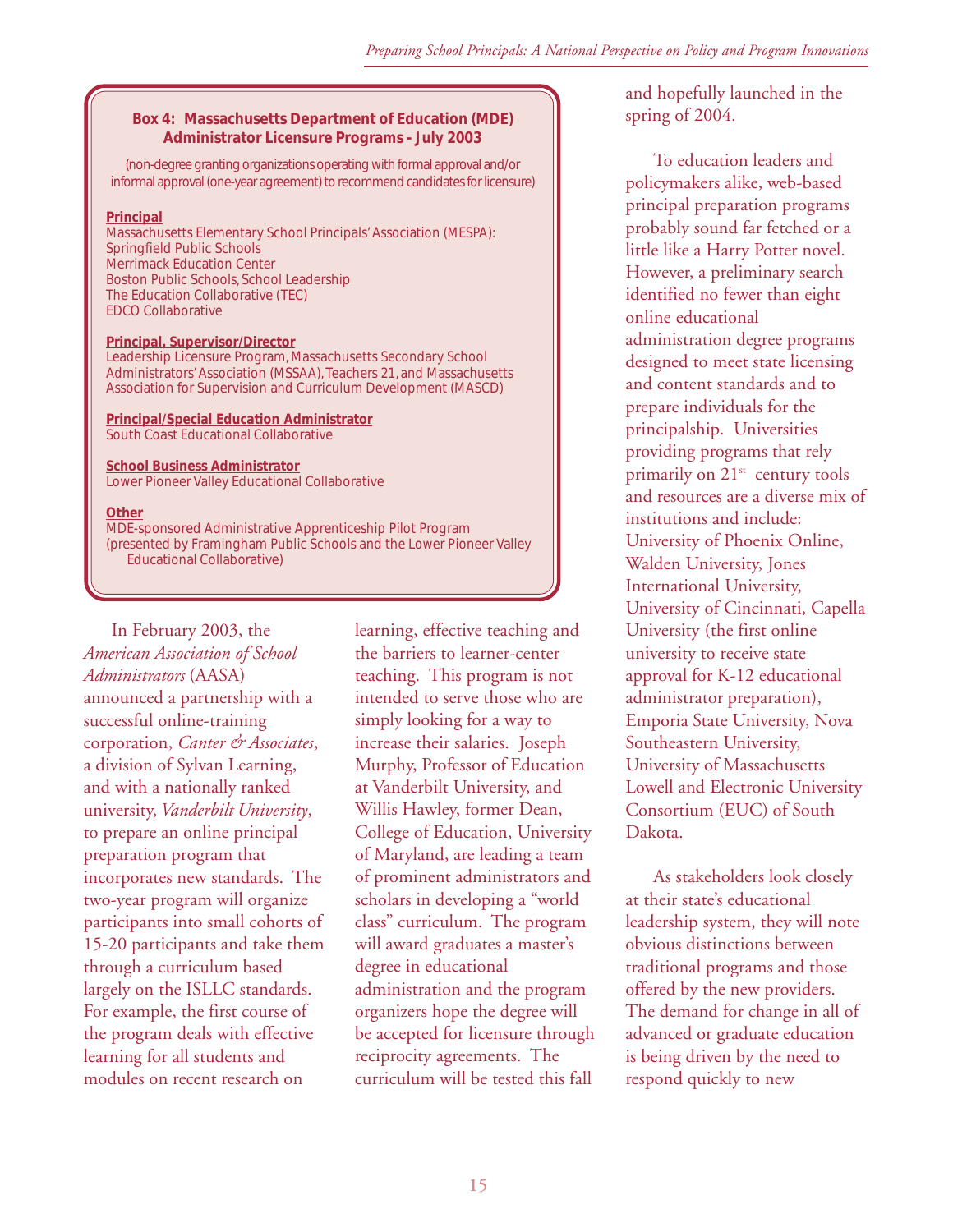**Box 4: Massachusetts Department of Education (MDE) Administrator Licensure Programs - July 2003**

(non-degree granting organizations operating with formal approval and/or informal approval (one-year agreement) to recommend candidates for licensure)

**Principal**
Massachusetts Elementary School Principals' Association (MESPA):
Springfield Public Schools
Merrimack Education Center
Boston Public Schools, School Leadership
The Education Collaborative (TEC)
EDCO Collaborative

**Principal, Supervisor/Director**
Leadership Licensure Program, Massachusetts Secondary School Administrators' Association (MSSAA), Teachers 21, and Massachusetts Association for Supervision and Curriculum Development (MASCD)

**Principal/Special Education Administrator**
South Coast Educational Collaborative

**School Business Administrator**
Lower Pioneer Valley Educational Collaborative

**Other**
MDE-sponsored Administrative Apprenticeship Pilot Program (presented by Framingham Public Schools and the Lower Pioneer Valley Educational Collaborative)

In February 2003, the *American Association of School Administrators* (AASA) announced a partnership with a successful online-training corporation, *Canter & Associates*, a division of Sylvan Learning, and with a nationally ranked university, *Vanderbilt University*, to prepare an online principal preparation program that incorporates new standards. The two-year program will organize participants into small cohorts of 15-20 participants and take them through a curriculum based largely on the ISLLC standards. For example, the first course of the program deals with effective learning for all students and modules on recent research on learning, effective teaching and the barriers to learner-center teaching. This program is not intended to serve those who are simply looking for a way to increase their salaries. Joseph Murphy, Professor of Education at Vanderbilt University, and Willis Hawley, former Dean, College of Education, University of Maryland, are leading a team of prominent administrators and scholars in developing a "world class" curriculum. The program will award graduates a master's degree in educational administration and the program organizers hope the degree will be accepted for licensure through reciprocity agreements. The curriculum will be tested this fall and hopefully launched in the spring of 2004.

To education leaders and policymakers alike, web-based principal preparation programs probably sound far fetched or a little like a Harry Potter novel. However, a preliminary search identified no fewer than eight online educational administration degree programs designed to meet state licensing and content standards and to prepare individuals for the principalship. Universities providing programs that rely primarily on 21st century tools and resources are a diverse mix of institutions and include: University of Phoenix Online, Walden University, Jones International University, University of Cincinnati, Capella University (the first online university to receive state approval for K-12 educational administrator preparation), Emporia State University, Nova Southeastern University, University of Massachusetts Lowell and Electronic University Consortium (EUC) of South Dakota.

As stakeholders look closely at their state's educational leadership system, they will note obvious distinctions between traditional programs and those offered by the new providers. The demand for change in all of advanced or graduate education is being driven by the need to respond quickly to new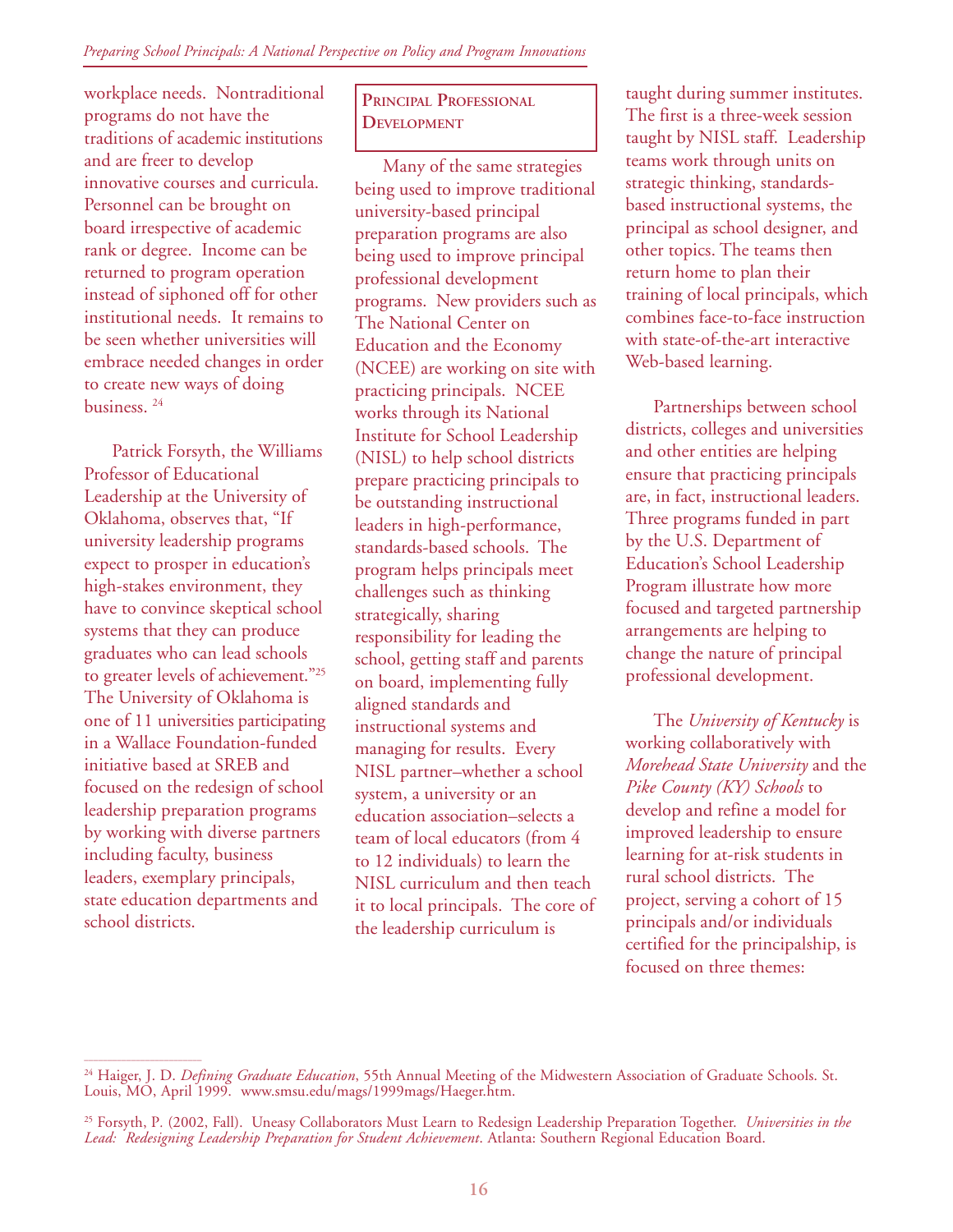workplace needs. Nontraditional programs do not have the traditions of academic institutions and are freer to develop innovative courses and curricula. Personnel can be brought on board irrespective of academic rank or degree. Income can be returned to program operation instead of siphoned off for other institutional needs. It remains to be seen whether universities will embrace needed changes in order to create new ways of doing business. [24]

Patrick Forsyth, the Williams Professor of Educational Leadership at the University of Oklahoma, observes that, "If university leadership programs expect to prosper in education's high-stakes environment, they have to convince skeptical school systems that they can produce graduates who can lead schools to greater levels of achievement."[25] The University of Oklahoma is one of 11 universities participating in a Wallace Foundation-funded initiative based at SREB and focused on the redesign of school leadership preparation programs by working with diverse partners including faculty, business leaders, exemplary principals, state education departments and school districts.

## Principal Professional Development

Many of the same strategies being used to improve traditional university-based principal preparation programs are also being used to improve principal professional development programs. New providers such as The National Center on Education and the Economy (NCEE) are working on site with practicing principals. NCEE works through its National Institute for School Leadership (NISL) to help school districts prepare practicing principals to be outstanding instructional leaders in high-performance, standards-based schools. The program helps principals meet challenges such as thinking strategically, sharing responsibility for leading the school, getting staff and parents on board, implementing fully aligned standards and instructional systems and managing for results. Every NISL partner–whether a school system, a university or an education association–selects a team of local educators (from 4 to 12 individuals) to learn the NISL curriculum and then teach it to local principals. The core of the leadership curriculum is taught during summer institutes. The first is a three-week session taught by NISL staff. Leadership teams work through units on strategic thinking, standards-based instructional systems, the principal as school designer, and other topics. The teams then return home to plan their training of local principals, which combines face-to-face instruction with state-of-the-art interactive Web-based learning.

Partnerships between school districts, colleges and universities and other entities are helping ensure that practicing principals are, in fact, instructional leaders. Three programs funded in part by the U.S. Department of Education's School Leadership Program illustrate how more focused and targeted partnership arrangements are helping to change the nature of principal professional development.

The *University of Kentucky* is working collaboratively with *Morehead State University* and the *Pike County (KY) Schools* to develop and refine a model for improved leadership to ensure learning for at-risk students in rural school districts. The project, serving a cohort of 15 principals and/or individuals certified for the principalship, is focused on three themes:

---

[24] Haiger, J. D. *Defining Graduate Education*, 55th Annual Meeting of the Midwestern Association of Graduate Schools. St. Louis, MO, April 1999. www.smsu.edu/mags/1999mags/Haeger.htm.

[25] Forsyth, P. (2002, Fall). Uneasy Collaborators Must Learn to Redesign Leadership Preparation Together. *Universities in the Lead: Redesigning Leadership Preparation for Student Achievement*. Atlanta: Southern Regional Education Board.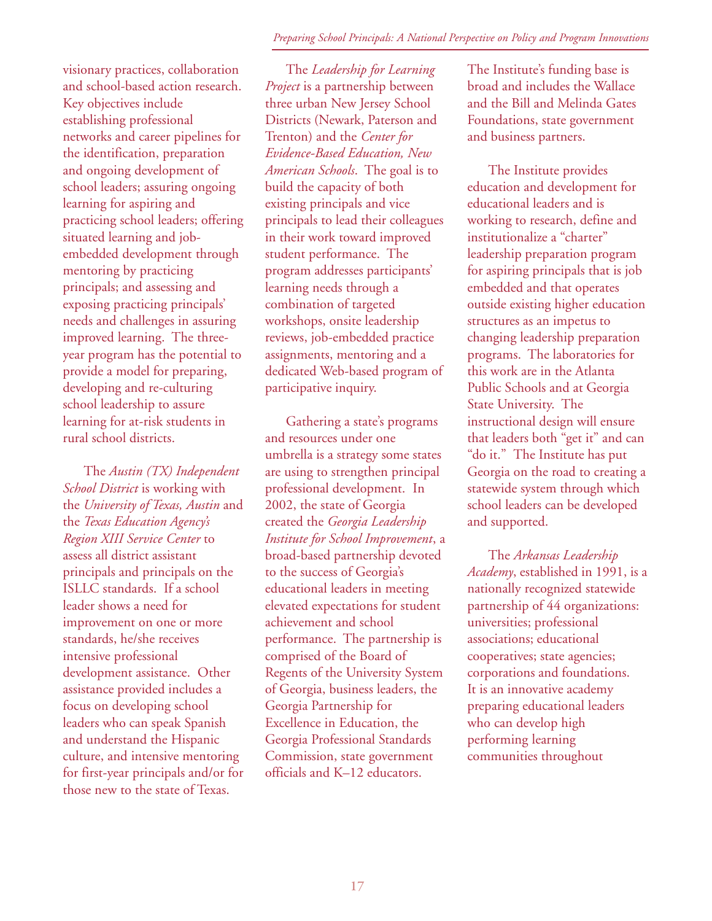visionary practices, collaboration and school-based action research. Key objectives include establishing professional networks and career pipelines for the identification, preparation and ongoing development of school leaders; assuring ongoing learning for aspiring and practicing school leaders; offering situated learning and job-embedded development through mentoring by practicing principals; and assessing and exposing practicing principals' needs and challenges in assuring improved learning. The three-year program has the potential to provide a model for preparing, developing and re-culturing school leadership to assure learning for at-risk students in rural school districts.

The *Austin (TX) Independent School District* is working with the *University of Texas, Austin* and the *Texas Education Agency's Region XIII Service Center* to assess all district assistant principals and principals on the ISLLC standards. If a school leader shows a need for improvement on one or more standards, he/she receives intensive professional development assistance. Other assistance provided includes a focus on developing school leaders who can speak Spanish and understand the Hispanic culture, and intensive mentoring for first-year principals and/or for those new to the state of Texas.

The *Leadership for Learning Project* is a partnership between three urban New Jersey School Districts (Newark, Paterson and Trenton) and the *Center for Evidence-Based Education, New American Schools*. The goal is to build the capacity of both existing principals and vice principals to lead their colleagues in their work toward improved student performance. The program addresses participants' learning needs through a combination of targeted workshops, onsite leadership reviews, job-embedded practice assignments, mentoring and a dedicated Web-based program of participative inquiry.

Gathering a state's programs and resources under one umbrella is a strategy some states are using to strengthen principal professional development. In 2002, the state of Georgia created the *Georgia Leadership Institute for School Improvement*, a broad-based partnership devoted to the success of Georgia's educational leaders in meeting elevated expectations for student achievement and school performance. The partnership is comprised of the Board of Regents of the University System of Georgia, business leaders, the Georgia Partnership for Excellence in Education, the Georgia Professional Standards Commission, state government officials and K–12 educators.

The Institute's funding base is broad and includes the Wallace and the Bill and Melinda Gates Foundations, state government and business partners.

The Institute provides education and development for educational leaders and is working to research, define and institutionalize a "charter" leadership preparation program for aspiring principals that is job embedded and that operates outside existing higher education structures as an impetus to changing leadership preparation programs. The laboratories for this work are in the Atlanta Public Schools and at Georgia State University. The instructional design will ensure that leaders both "get it" and can "do it." The Institute has put Georgia on the road to creating a statewide system through which school leaders can be developed and supported.

The *Arkansas Leadership Academy*, established in 1991, is a nationally recognized statewide partnership of 44 organizations: universities; professional associations; educational cooperatives; state agencies; corporations and foundations. It is an innovative academy preparing educational leaders who can develop high performing learning communities throughout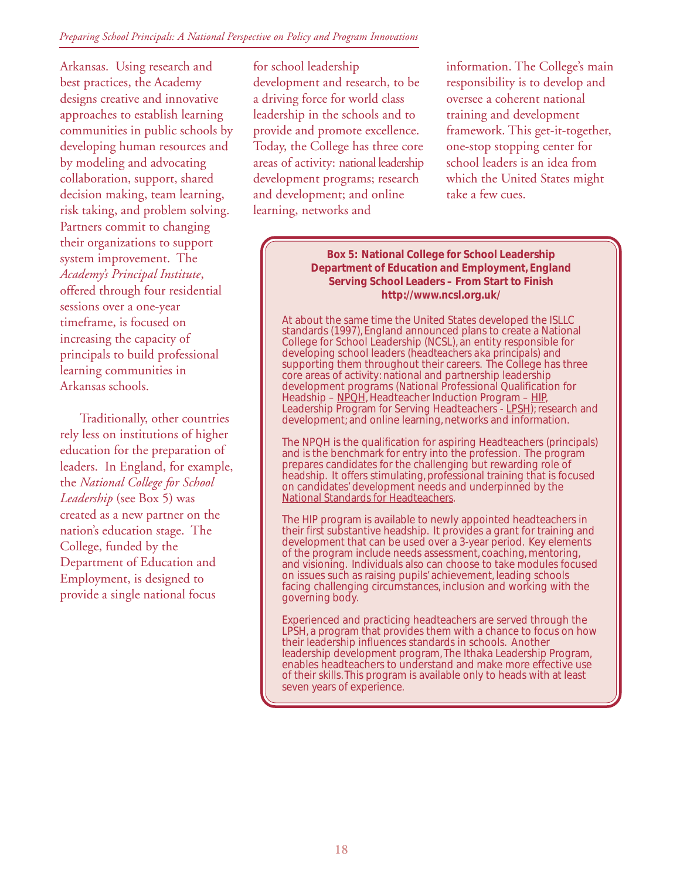Arkansas. Using research and best practices, the Academy designs creative and innovative approaches to establish learning communities in public schools by developing human resources and by modeling and advocating collaboration, support, shared decision making, team learning, risk taking, and problem solving. Partners commit to changing their organizations to support system improvement. The *Academy's Principal Institute*, offered through four residential sessions over a one-year timeframe, is focused on increasing the capacity of principals to build professional learning communities in Arkansas schools.

Traditionally, other countries rely less on institutions of higher education for the preparation of leaders. In England, for example, the *National College for School Leadership* (see Box 5) was created as a new partner on the nation's education stage. The College, funded by the Department of Education and Employment, is designed to provide a single national focus for school leadership development and research, to be a driving force for world class leadership in the schools and to provide and promote excellence. Today, the College has three core areas of activity: national leadership development programs; research and development; and online learning, networks and information. The College's main responsibility is to develop and oversee a coherent national training and development framework. This get-it-together, one-stop stopping center for school leaders is an idea from which the United States might take a few cues.

> **Box 5: National College for School Leadership**
> **Department of Education and Employment, England**
> **Serving School Leaders – From Start to Finish**
> **http://www.ncsl.org.uk/**
>
> At about the same time the United States developed the ISLLC standards (1997), England announced plans to create a National College for School Leadership (NCSL), an entity responsible for developing school leaders (headteachers aka principals) and supporting them throughout their careers. The College has three core areas of activity: national and partnership leadership development programs (National Professional Qualification for Headship – NPQH, Headteacher Induction Program – HIP, Leadership Program for Serving Headteachers - LPSH); research and development; and online learning, networks and information.
>
> The NPQH is the qualification for aspiring Headteachers (principals) and is the benchmark for entry into the profession. The program prepares candidates for the challenging but rewarding role of headship. It offers stimulating, professional training that is focused on candidates' development needs and underpinned by the National Standards for Headteachers.
>
> The HIP program is available to newly appointed headteachers in their first substantive headship. It provides a grant for training and development that can be used over a 3-year period. Key elements of the program include needs assessment, coaching, mentoring, and visioning. Individuals also can choose to take modules focused on issues such as raising pupils' achievement, leading schools facing challenging circumstances, inclusion and working with the governing body.
>
> Experienced and practicing headteachers are served through the LPSH, a program that provides them with a chance to focus on how their leadership influences standards in schools. Another leadership development program, The Ithaka Leadership Program, enables headteachers to understand and make more effective use of their skills. This program is available only to heads with at least seven years of experience.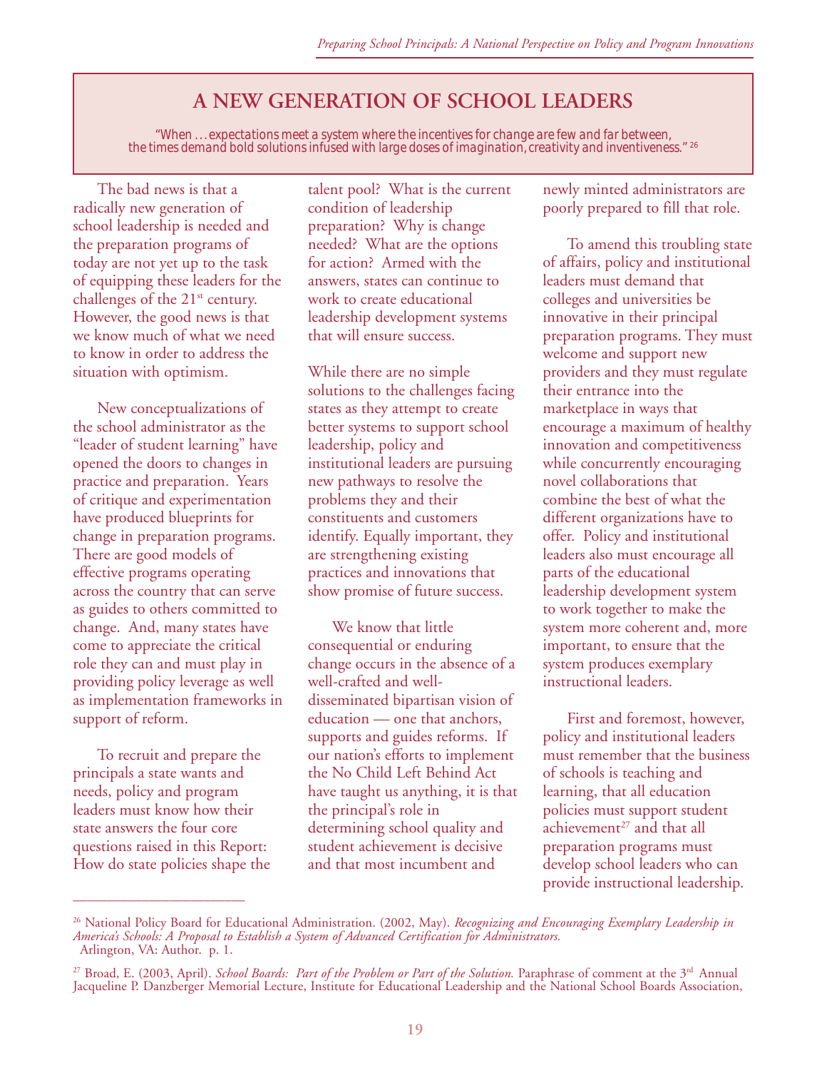## A NEW GENERATION OF SCHOOL LEADERS

*"When … expectations meet a system where the incentives for change are few and far between, the times demand bold solutions infused with large doses of imagination, creativity and inventiveness."* [26]

The bad news is that a radically new generation of school leadership is needed and the preparation programs of today are not yet up to the task of equipping these leaders for the challenges of the 21st century. However, the good news is that we know much of what we need to know in order to address the situation with optimism.

New conceptualizations of the school administrator as the "leader of student learning" have opened the doors to changes in practice and preparation. Years of critique and experimentation have produced blueprints for change in preparation programs. There are good models of effective programs operating across the country that can serve as guides to others committed to change. And, many states have come to appreciate the critical role they can and must play in providing policy leverage as well as implementation frameworks in support of reform.

To recruit and prepare the principals a state wants and needs, policy and program leaders must know how their state answers the four core questions raised in this Report: How do state policies shape the talent pool? What is the current condition of leadership preparation? Why is change needed? What are the options for action? Armed with the answers, states can continue to work to create educational leadership development systems that will ensure success.

While there are no simple solutions to the challenges facing states as they attempt to create better systems to support school leadership, policy and institutional leaders are pursuing new pathways to resolve the problems they and their constituents and customers identify. Equally important, they are strengthening existing practices and innovations that show promise of future success.

We know that little consequential or enduring change occurs in the absence of a well-crafted and well-disseminated bipartisan vision of education — one that anchors, supports and guides reforms. If our nation's efforts to implement the No Child Left Behind Act have taught us anything, it is that the principal's role in determining school quality and student achievement is decisive and that most incumbent and newly minted administrators are poorly prepared to fill that role.

To amend this troubling state of affairs, policy and institutional leaders must demand that colleges and universities be innovative in their principal preparation programs. They must welcome and support new providers and they must regulate their entrance into the marketplace in ways that encourage a maximum of healthy innovation and competitiveness while concurrently encouraging novel collaborations that combine the best of what the different organizations have to offer. Policy and institutional leaders also must encourage all parts of the educational leadership development system to work together to make the system more coherent and, more important, to ensure that the system produces exemplary instructional leaders.

First and foremost, however, policy and institutional leaders must remember that the business of schools is teaching and learning, that all education policies must support student achievement[27] and that all preparation programs must develop school leaders who can provide instructional leadership.

---

[26] National Policy Board for Educational Administration. (2002, May). *Recognizing and Encouraging Exemplary Leadership in America's Schools: A Proposal to Establish a System of Advanced Certification for Administrators.* Arlington, VA: Author. p. 1.

[27] Broad, E. (2003, April). *School Boards: Part of the Problem or Part of the Solution.* Paraphrase of comment at the 3rd Annual Jacqueline P. Danzberger Memorial Lecture, Institute for Educational Leadership and the National School Boards Association,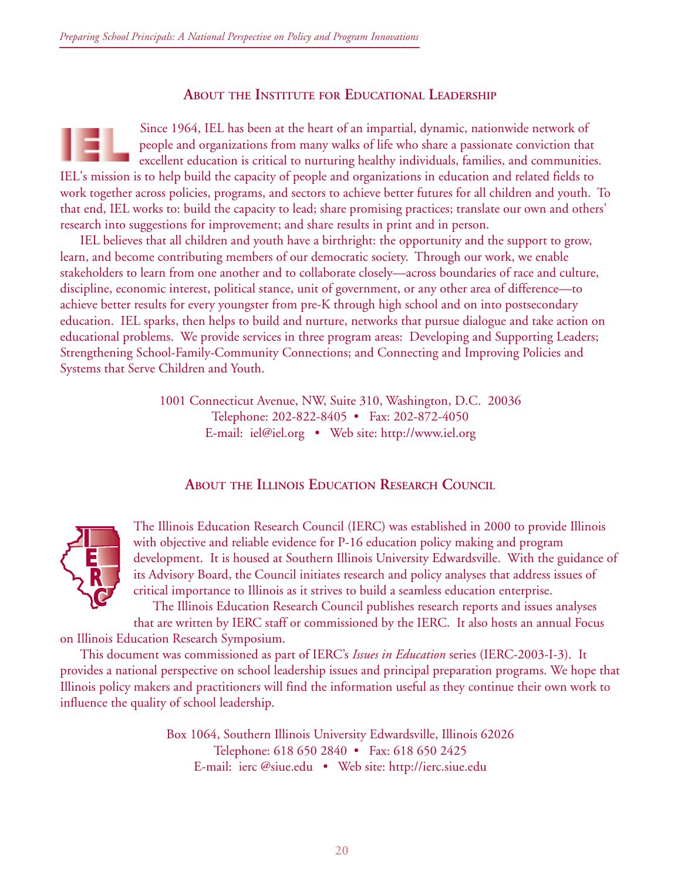## About the Institute for Educational Leadership

Since 1964, IEL has been at the heart of an impartial, dynamic, nationwide network of people and organizations from many walks of life who share a passionate conviction that excellent education is critical to nurturing healthy individuals, families, and communities. IEL's mission is to help build the capacity of people and organizations in education and related fields to work together across policies, programs, and sectors to achieve better futures for all children and youth. To that end, IEL works to: build the capacity to lead; share promising practices; translate our own and others' research into suggestions for improvement; and share results in print and in person.

IEL believes that all children and youth have a birthright: the opportunity and the support to grow, learn, and become contributing members of our democratic society. Through our work, we enable stakeholders to learn from one another and to collaborate closely—across boundaries of race and culture, discipline, economic interest, political stance, unit of government, or any other area of difference—to achieve better results for every youngster from pre-K through high school and on into postsecondary education. IEL sparks, then helps to build and nurture, networks that pursue dialogue and take action on educational problems. We provide services in three program areas: Developing and Supporting Leaders; Strengthening School-Family-Community Connections; and Connecting and Improving Policies and Systems that Serve Children and Youth.

1001 Connecticut Avenue, NW, Suite 310, Washington, D.C. 20036
Telephone: 202-822-8405 • Fax: 202-872-4050
E-mail: iel@iel.org • Web site: http://www.iel.org

## About the Illinois Education Research Council

The Illinois Education Research Council (IERC) was established in 2000 to provide Illinois with objective and reliable evidence for P-16 education policy making and program development. It is housed at Southern Illinois University Edwardsville. With the guidance of its Advisory Board, the Council initiates research and policy analyses that address issues of critical importance to Illinois as it strives to build a seamless education enterprise.

The Illinois Education Research Council publishes research reports and issues analyses that are written by IERC staff or commissioned by the IERC. It also hosts an annual Focus on Illinois Education Research Symposium.

This document was commissioned as part of IERC's *Issues in Education* series (IERC-2003-I-3). It provides a national perspective on school leadership issues and principal preparation programs. We hope that Illinois policy makers and practitioners will find the information useful as they continue their own work to influence the quality of school leadership.

Box 1064, Southern Illinois University Edwardsville, Illinois 62026
Telephone: 618 650 2840 • Fax: 618 650 2425
E-mail: ierc @siue.edu • Web site: http://ierc.siue.edu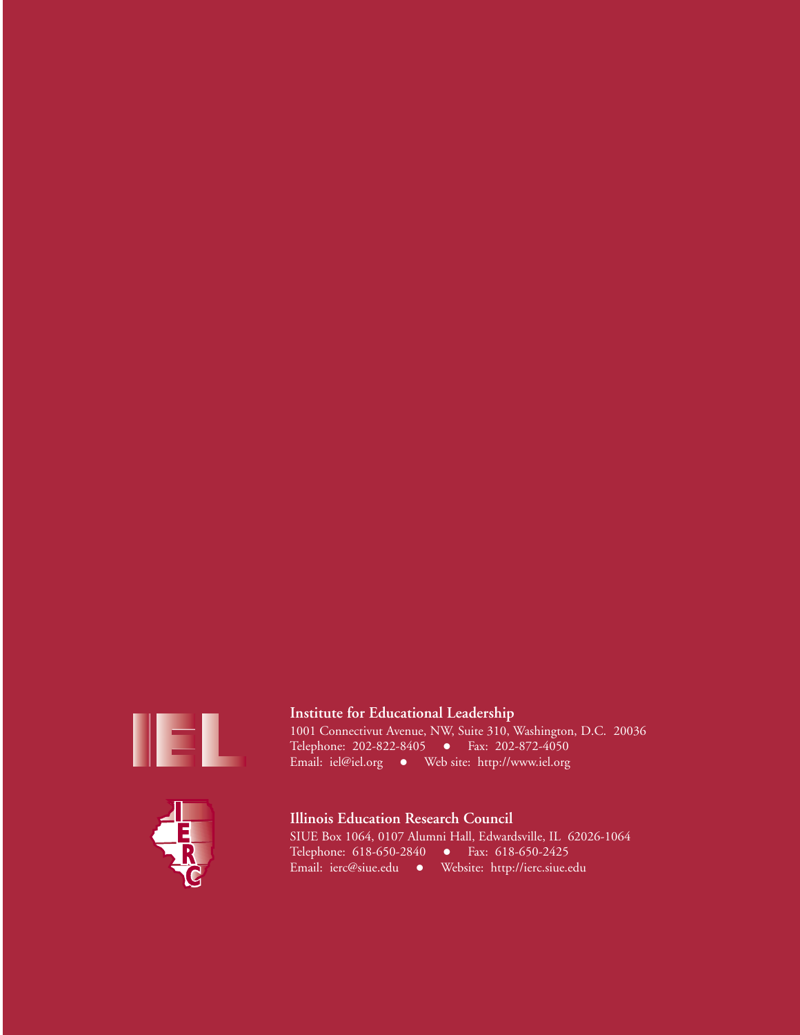**Institute for Educational Leadership**

1001 Connectivut Avenue, NW, Suite 310, Washington, D.C. 20036

Telephone: 202-822-8405 • Fax: 202-872-4050

Email: iel@iel.org • Web site: http://www.iel.org

**Illinois Education Research Council**

SIUE Box 1064, 0107 Alumni Hall, Edwardsville, IL 62026-1064

Telephone: 618-650-2840 • Fax: 618-650-2425

Email: ierc@siue.edu • Website: http://ierc.siue.edu